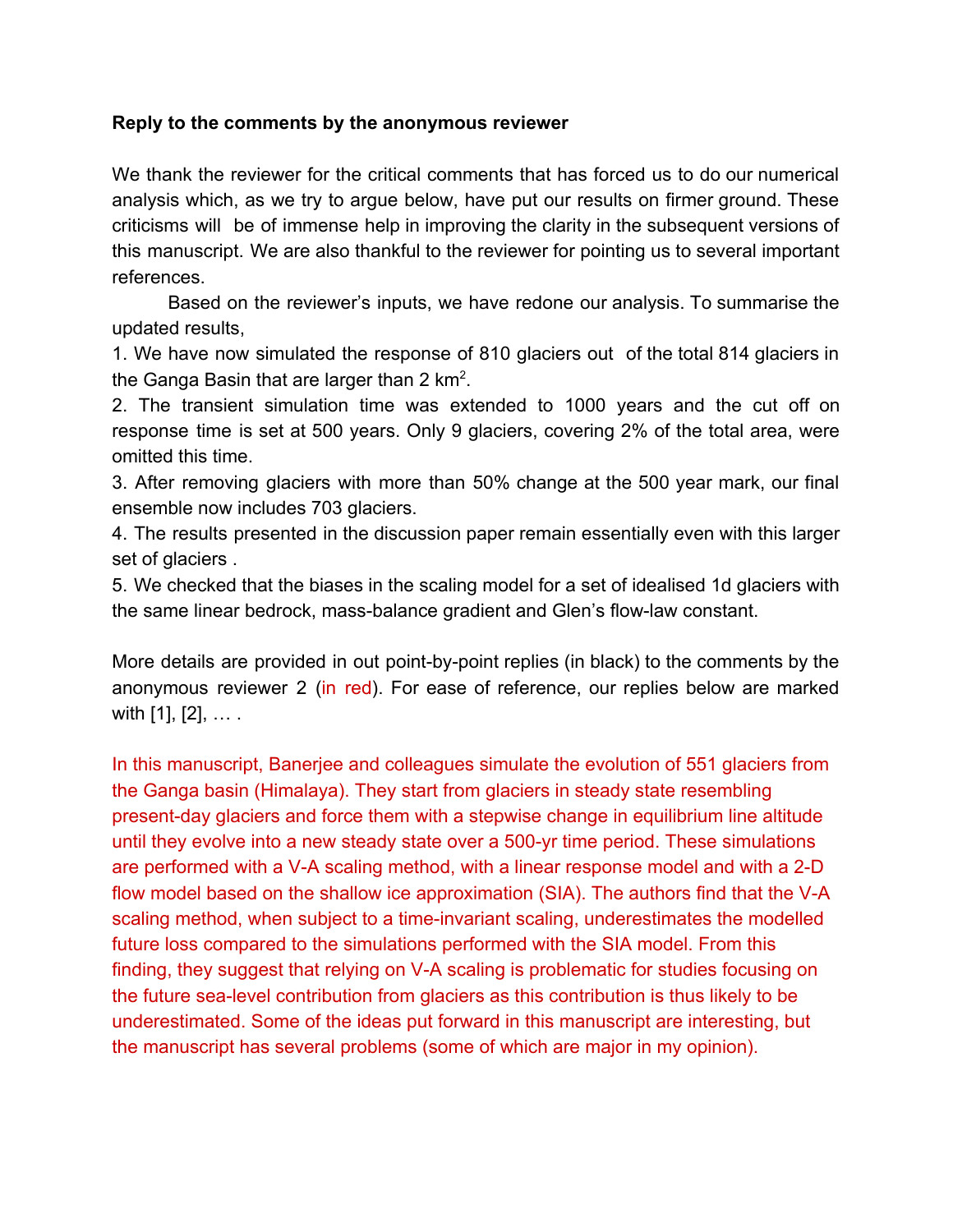**Reply to the comments by the anonymous reviewer**

We thank the reviewer for the critical comments that has forced us to do our numerical analysis which, as we try to argue below, have put our results on firmer ground. These criticisms will be of immense help in improving the clarity in the subsequent versions of this manuscript. We are also thankful to the reviewer for pointing us to several important references.

Based on the reviewer's inputs, we have redone our analysis. To summarise the updated results,

1. We have now simulated the response of 810 glaciers out of the total 814 glaciers in the Ganga Basin that are larger than 2 km$^2$.
2. The transient simulation time was extended to 1000 years and the cut off on response time is set at 500 years. Only 9 glaciers, covering 2% of the total area, were omitted this time.
3. After removing glaciers with more than 50% change at the 500 year mark, our final ensemble now includes 703 glaciers.
4. The results presented in the discussion paper remain essentially even with this larger set of glaciers .
5. We checked that the biases in the scaling model for a set of idealised 1d glaciers with the same linear bedrock, mass-balance gradient and Glen's flow-law constant.

More details are provided in out point-by-point replies (in black) to the comments by the anonymous reviewer 2 (in red). For ease of reference, our replies below are marked with [1], [2], … .

In this manuscript, Banerjee and colleagues simulate the evolution of 551 glaciers from the Ganga basin (Himalaya). They start from glaciers in steady state resembling present-day glaciers and force them with a stepwise change in equilibrium line altitude until they evolve into a new steady state over a 500-yr time period. These simulations are performed with a V-A scaling method, with a linear response model and with a 2-D flow model based on the shallow ice approximation (SIA). The authors find that the V-A scaling method, when subject to a time-invariant scaling, underestimates the modelled future loss compared to the simulations performed with the SIA model. From this finding, they suggest that relying on V-A scaling is problematic for studies focusing on the future sea-level contribution from glaciers as this contribution is thus likely to be underestimated. Some of the ideas put forward in this manuscript are interesting, but the manuscript has several problems (some of which are major in my opinion).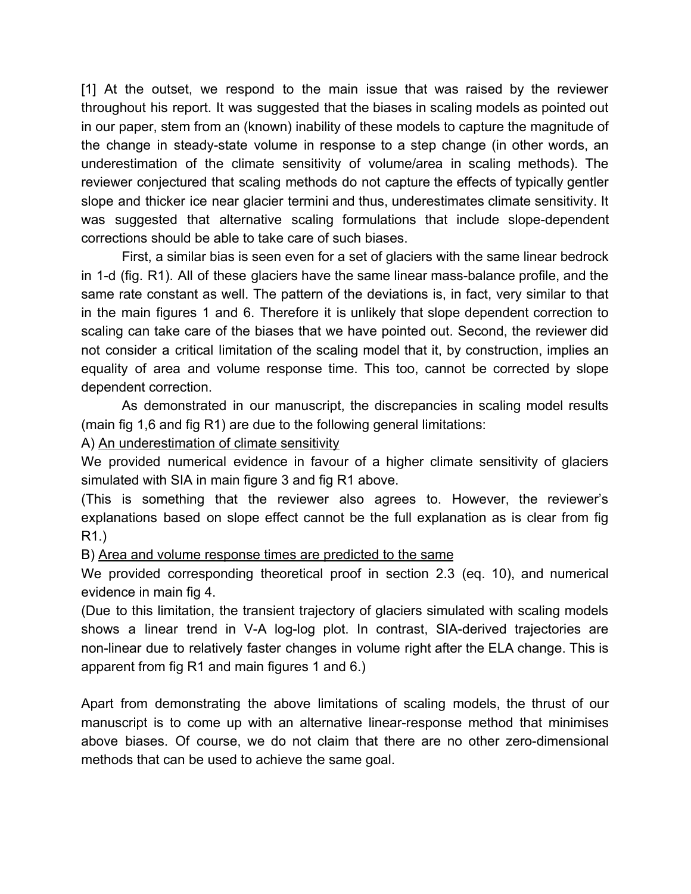[1] At the outset, we respond to the main issue that was raised by the reviewer throughout his report. It was suggested that the biases in scaling models as pointed out in our paper, stem from an (known) inability of these models to capture the magnitude of the change in steady-state volume in response to a step change (in other words, an underestimation of the climate sensitivity of volume/area in scaling methods). The reviewer conjectured that scaling methods do not capture the effects of typically gentler slope and thicker ice near glacier termini and thus, underestimates climate sensitivity. It was suggested that alternative scaling formulations that include slope-dependent corrections should be able to take care of such biases.

First, a similar bias is seen even for a set of glaciers with the same linear bedrock in 1-d (fig. R1). All of these glaciers have the same linear mass-balance profile, and the same rate constant as well. The pattern of the deviations is, in fact, very similar to that in the main figures 1 and 6. Therefore it is unlikely that slope dependent correction to scaling can take care of the biases that we have pointed out. Second, the reviewer did not consider a critical limitation of the scaling model that it, by construction, implies an equality of area and volume response time. This too, cannot be corrected by slope dependent correction.

As demonstrated in our manuscript, the discrepancies in scaling model results (main fig 1,6 and fig R1) are due to the following general limitations:

A) <u>An underestimation of climate sensitivity</u>

We provided numerical evidence in favour of a higher climate sensitivity of glaciers simulated with SIA in main figure 3 and fig R1 above.

(This is something that the reviewer also agrees to. However, the reviewer's explanations based on slope effect cannot be the full explanation as is clear from fig R1.)

B) <u>Area and volume response times are predicted to the same</u>

We provided corresponding theoretical proof in section 2.3 (eq. 10), and numerical evidence in main fig 4.

(Due to this limitation, the transient trajectory of glaciers simulated with scaling models shows a linear trend in V-A log-log plot. In contrast, SIA-derived trajectories are non-linear due to relatively faster changes in volume right after the ELA change. This is apparent from fig R1 and main figures 1 and 6.)

Apart from demonstrating the above limitations of scaling models, the thrust of our manuscript is to come up with an alternative linear-response method that minimises above biases. Of course, we do not claim that there are no other zero-dimensional methods that can be used to achieve the same goal.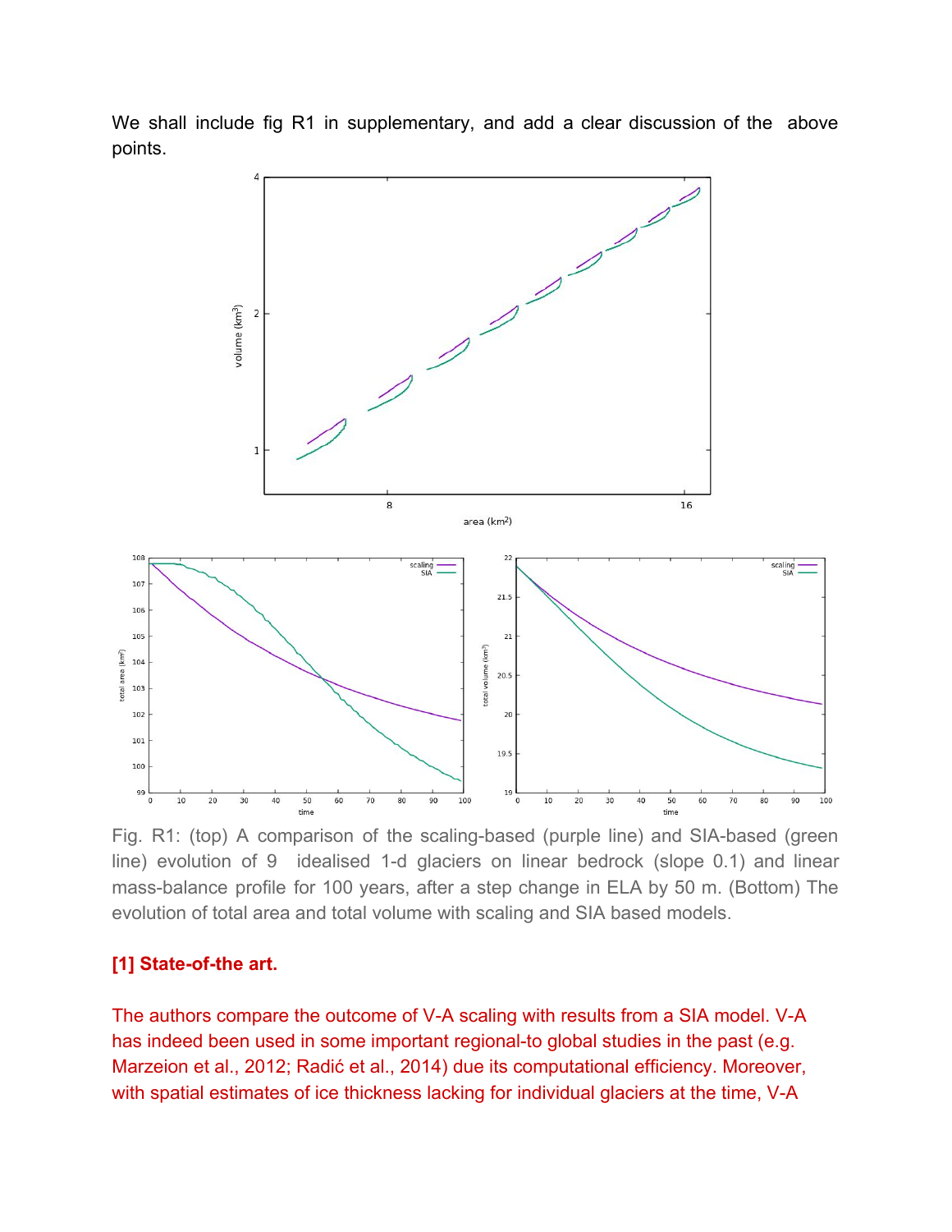We shall include fig R1 in supplementary, and add a clear discussion of the above points.

Fig. R1: (top) A comparison of the scaling-based (purple line) and SIA-based (green line) evolution of 9 idealised 1-d glaciers on linear bedrock (slope 0.1) and linear mass-balance profile for 100 years, after a step change in ELA by 50 m. (Bottom) The evolution of total area and total volume with scaling and SIA based models.

**[1] State-of-the art.**

The authors compare the outcome of V-A scaling with results from a SIA model. V-A has indeed been used in some important regional-to global studies in the past (e.g. Marzeion et al., 2012; Radić et al., 2014) due its computational efficiency. Moreover, with spatial estimates of ice thickness lacking for individual glaciers at the time, V-A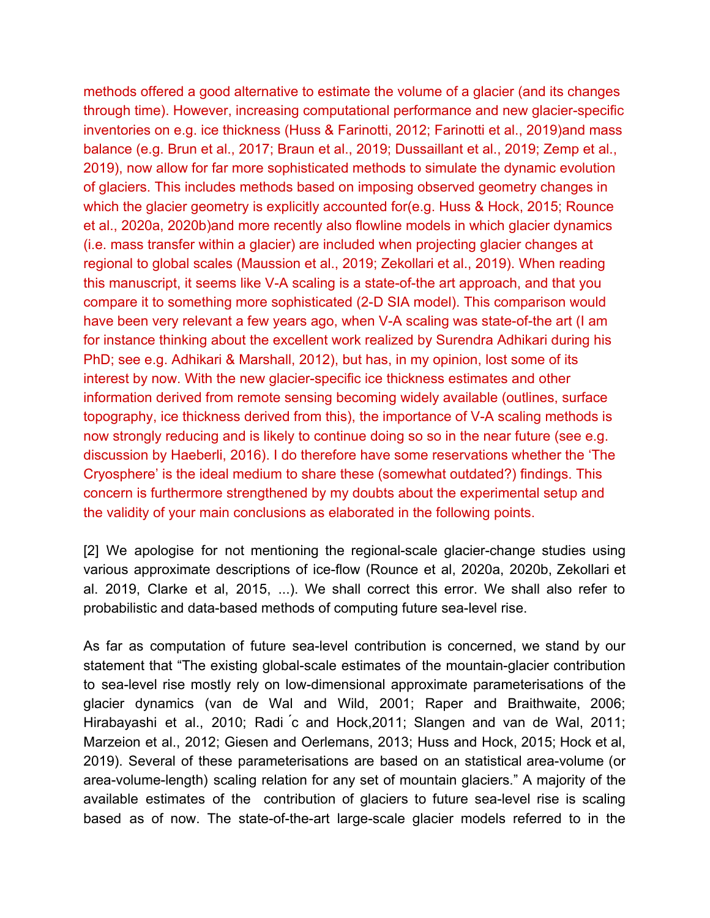methods offered a good alternative to estimate the volume of a glacier (and its changes through time). However, increasing computational performance and new glacier-specific inventories on e.g. ice thickness (Huss & Farinotti, 2012; Farinotti et al., 2019)and mass balance (e.g. Brun et al., 2017; Braun et al., 2019; Dussaillant et al., 2019; Zemp et al., 2019), now allow for far more sophisticated methods to simulate the dynamic evolution of glaciers. This includes methods based on imposing observed geometry changes in which the glacier geometry is explicitly accounted for(e.g. Huss & Hock, 2015; Rounce et al., 2020a, 2020b)and more recently also flowline models in which glacier dynamics (i.e. mass transfer within a glacier) are included when projecting glacier changes at regional to global scales (Maussion et al., 2019; Zekollari et al., 2019). When reading this manuscript, it seems like V-A scaling is a state-of-the art approach, and that you compare it to something more sophisticated (2-D SIA model). This comparison would have been very relevant a few years ago, when V-A scaling was state-of-the art (I am for instance thinking about the excellent work realized by Surendra Adhikari during his PhD; see e.g. Adhikari & Marshall, 2012), but has, in my opinion, lost some of its interest by now. With the new glacier-specific ice thickness estimates and other information derived from remote sensing becoming widely available (outlines, surface topography, ice thickness derived from this), the importance of V-A scaling methods is now strongly reducing and is likely to continue doing so so in the near future (see e.g. discussion by Haeberli, 2016). I do therefore have some reservations whether the 'The Cryosphere' is the ideal medium to share these (somewhat outdated?) findings. This concern is furthermore strengthened by my doubts about the experimental setup and the validity of your main conclusions as elaborated in the following points.

[2] We apologise for not mentioning the regional-scale glacier-change studies using various approximate descriptions of ice-flow (Rounce et al, 2020a, 2020b, Zekollari et al. 2019, Clarke et al, 2015, ...). We shall correct this error. We shall also refer to probabilistic and data-based methods of computing future sea-level rise.

As far as computation of future sea-level contribution is concerned, we stand by our statement that "The existing global-scale estimates of the mountain-glacier contribution to sea-level rise mostly rely on low-dimensional approximate parameterisations of the glacier dynamics (van de Wal and Wild, 2001; Raper and Braithwaite, 2006; Hirabayashi et al., 2010; Radić and Hock,2011; Slangen and van de Wal, 2011; Marzeion et al., 2012; Giesen and Oerlemans, 2013; Huss and Hock, 2015; Hock et al, 2019). Several of these parameterisations are based on an statistical area-volume (or area-volume-length) scaling relation for any set of mountain glaciers." A majority of the available estimates of the contribution of glaciers to future sea-level rise is scaling based as of now. The state-of-the-art large-scale glacier models referred to in the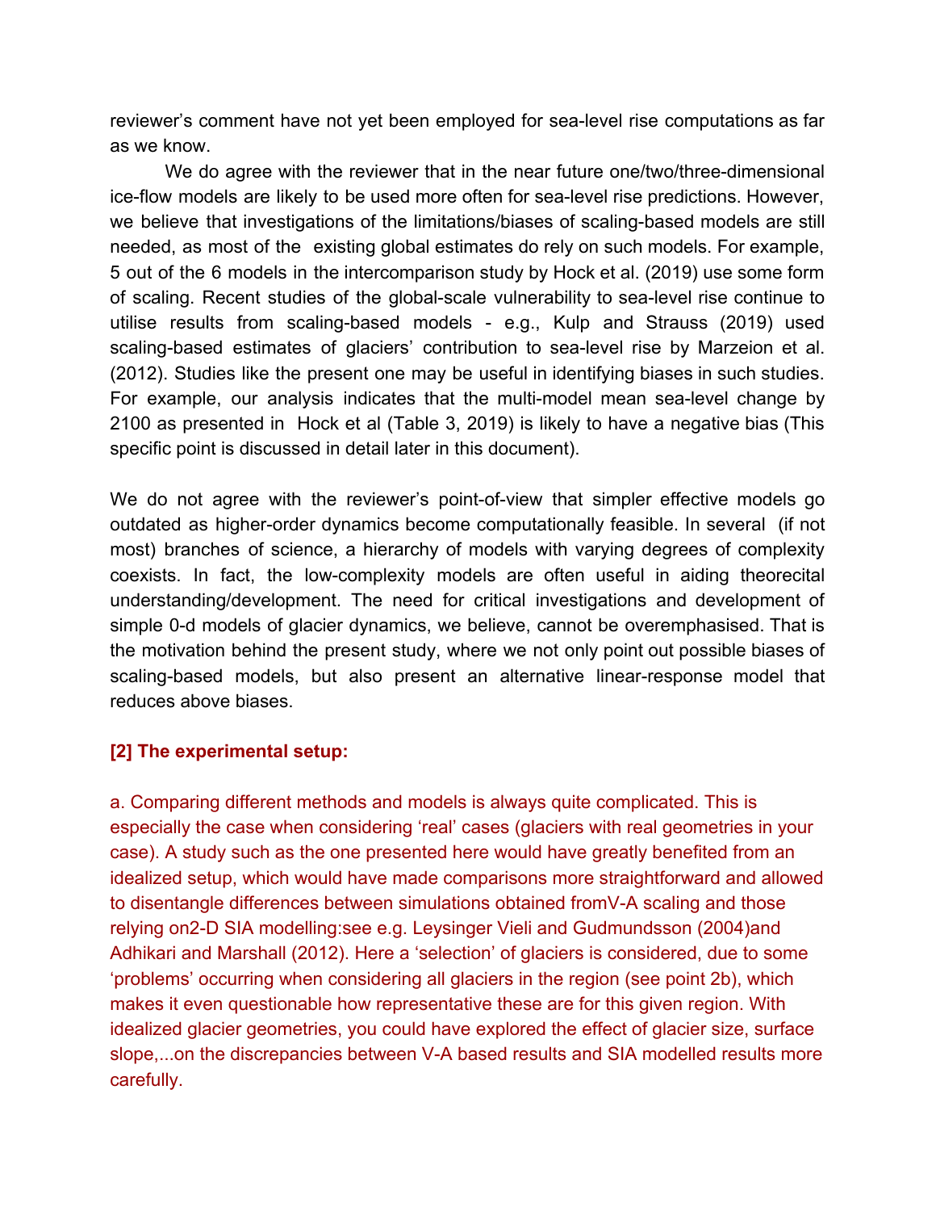reviewer's comment have not yet been employed for sea-level rise computations as far as we know.

We do agree with the reviewer that in the near future one/two/three-dimensional ice-flow models are likely to be used more often for sea-level rise predictions. However, we believe that investigations of the limitations/biases of scaling-based models are still needed, as most of the existing global estimates do rely on such models. For example, 5 out of the 6 models in the intercomparison study by Hock et al. (2019) use some form of scaling. Recent studies of the global-scale vulnerability to sea-level rise continue to utilise results from scaling-based models - e.g., Kulp and Strauss (2019) used scaling-based estimates of glaciers' contribution to sea-level rise by Marzeion et al. (2012). Studies like the present one may be useful in identifying biases in such studies. For example, our analysis indicates that the multi-model mean sea-level change by 2100 as presented in Hock et al (Table 3, 2019) is likely to have a negative bias (This specific point is discussed in detail later in this document).

We do not agree with the reviewer's point-of-view that simpler effective models go outdated as higher-order dynamics become computationally feasible. In several (if not most) branches of science, a hierarchy of models with varying degrees of complexity coexists. In fact, the low-complexity models are often useful in aiding theorecital understanding/development. The need for critical investigations and development of simple 0-d models of glacier dynamics, we believe, cannot be overemphasised. That is the motivation behind the present study, where we not only point out possible biases of scaling-based models, but also present an alternative linear-response model that reduces above biases.

**[2] The experimental setup:**

a. Comparing different methods and models is always quite complicated. This is especially the case when considering 'real' cases (glaciers with real geometries in your case). A study such as the one presented here would have greatly benefited from an idealized setup, which would have made comparisons more straightforward and allowed to disentangle differences between simulations obtained fromV-A scaling and those relying on2-D SIA modelling:see e.g. Leysinger Vieli and Gudmundsson (2004)and Adhikari and Marshall (2012). Here a 'selection' of glaciers is considered, due to some 'problems' occurring when considering all glaciers in the region (see point 2b), which makes it even questionable how representative these are for this given region. With idealized glacier geometries, you could have explored the effect of glacier size, surface slope,...on the discrepancies between V-A based results and SIA modelled results more carefully.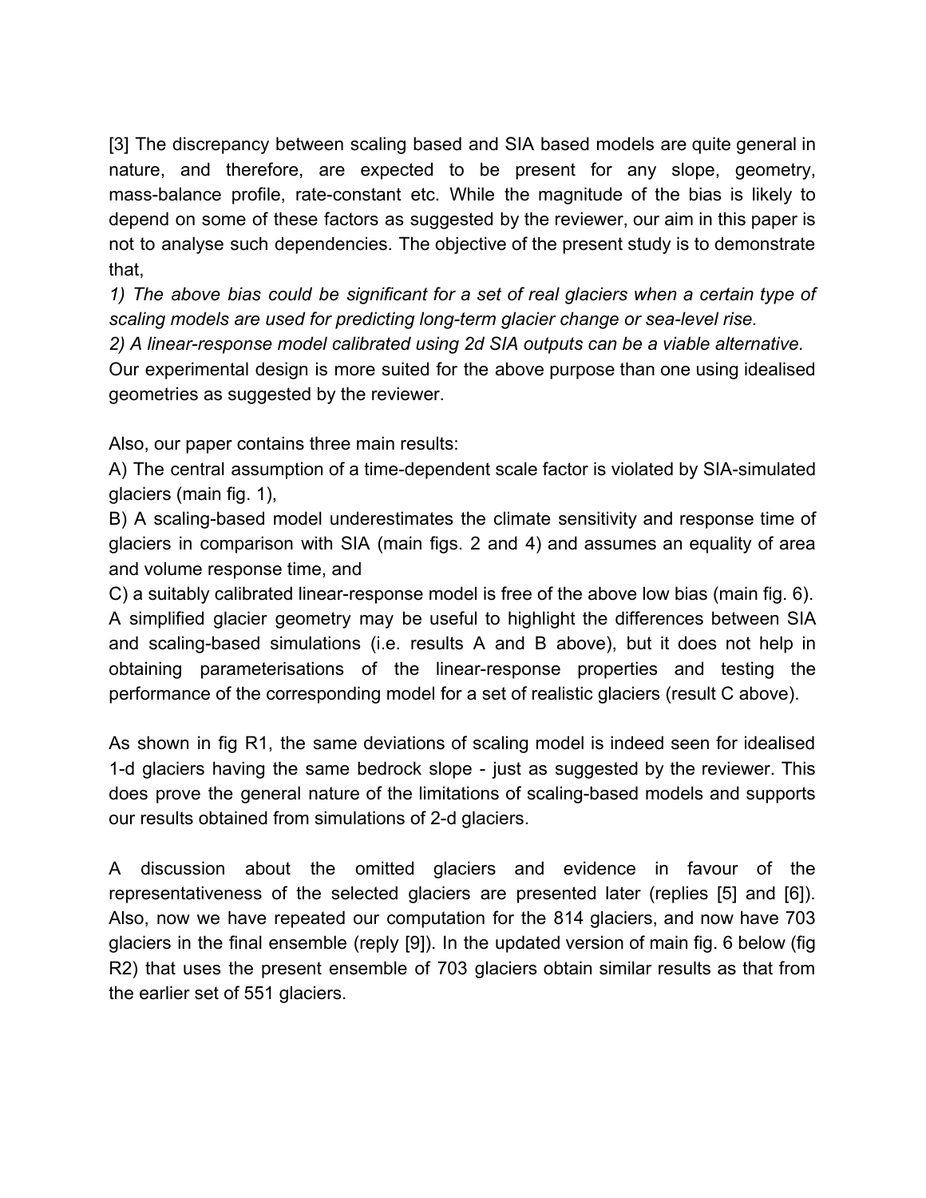[3] The discrepancy between scaling based and SIA based models are quite general in nature, and therefore, are expected to be present for any slope, geometry, mass-balance profile, rate-constant etc. While the magnitude of the bias is likely to depend on some of these factors as suggested by the reviewer, our aim in this paper is not to analyse such dependencies. The objective of the present study is to demonstrate that,

*1) The above bias could be significant for a set of real glaciers when a certain type of scaling models are used for predicting long-term glacier change or sea-level rise.*

*2) A linear-response model calibrated using 2d SIA outputs can be a viable alternative.*

Our experimental design is more suited for the above purpose than one using idealised geometries as suggested by the reviewer.

Also, our paper contains three main results:

A) The central assumption of a time-dependent scale factor is violated by SIA-simulated glaciers (main fig. 1),

B) A scaling-based model underestimates the climate sensitivity and response time of glaciers in comparison with SIA (main figs. 2 and 4) and assumes an equality of area and volume response time, and

C) a suitably calibrated linear-response model is free of the above low bias (main fig. 6).

A simplified glacier geometry may be useful to highlight the differences between SIA and scaling-based simulations (i.e. results A and B above), but it does not help in obtaining parameterisations of the linear-response properties and testing the performance of the corresponding model for a set of realistic glaciers (result C above).

As shown in fig R1, the same deviations of scaling model is indeed seen for idealised 1-d glaciers having the same bedrock slope - just as suggested by the reviewer. This does prove the general nature of the limitations of scaling-based models and supports our results obtained from simulations of 2-d glaciers.

A discussion about the omitted glaciers and evidence in favour of the representativeness of the selected glaciers are presented later (replies [5] and [6]). Also, now we have repeated our computation for the 814 glaciers, and now have 703 glaciers in the final ensemble (reply [9]). In the updated version of main fig. 6 below (fig R2) that uses the present ensemble of 703 glaciers obtain similar results as that from the earlier set of 551 glaciers.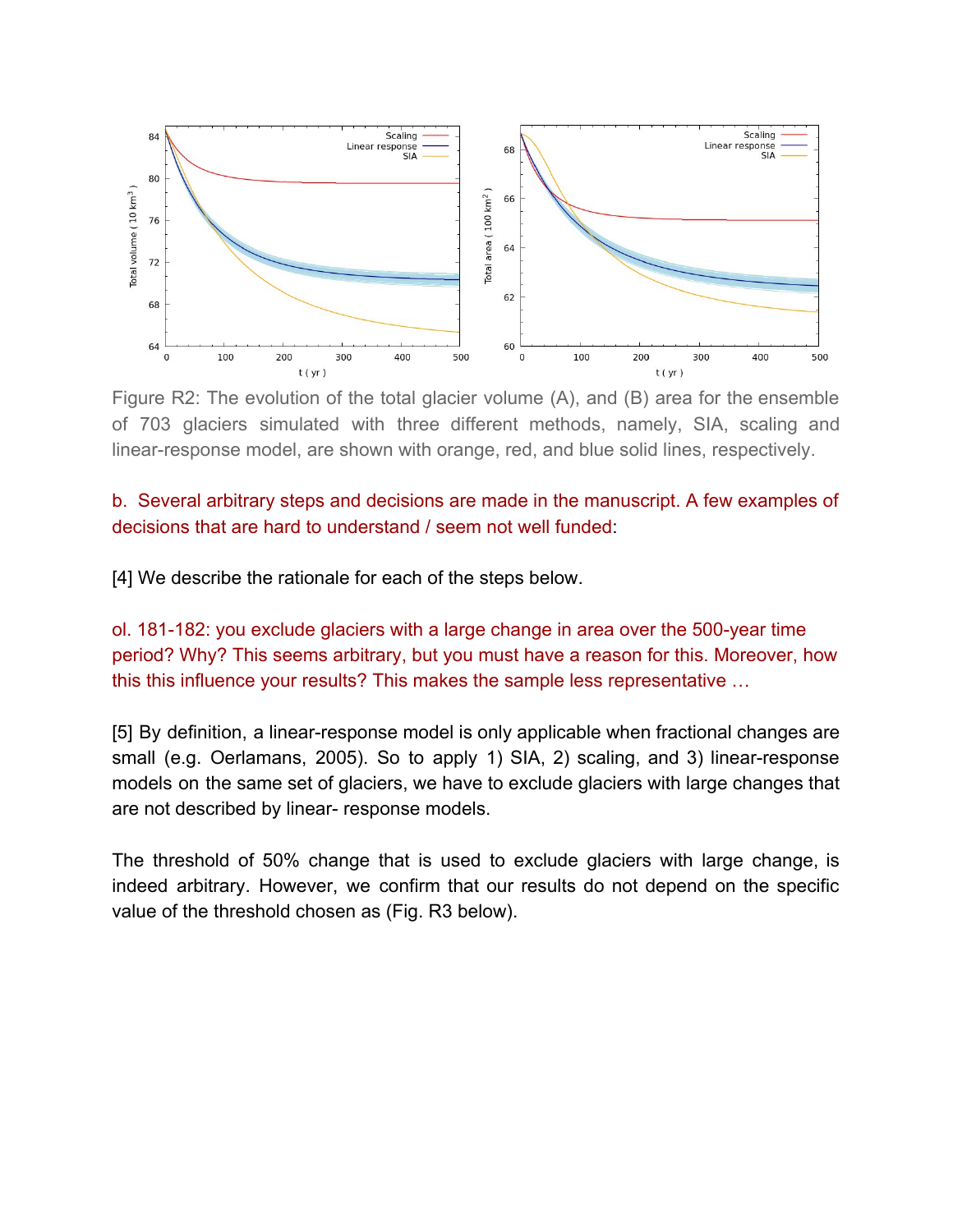Figure R2: The evolution of the total glacier volume (A), and (B) area for the ensemble of 703 glaciers simulated with three different methods, namely, SIA, scaling and linear-response model, are shown with orange, red, and blue solid lines, respectively.

b. Several arbitrary steps and decisions are made in the manuscript. A few examples of decisions that are hard to understand / seem not well funded:

[4] We describe the rationale for each of the steps below.

ol. 181-182: you exclude glaciers with a large change in area over the 500-year time period? Why? This seems arbitrary, but you must have a reason for this. Moreover, how this this influence your results? This makes the sample less representative …

[5] By definition, a linear-response model is only applicable when fractional changes are small (e.g. Oerlamans, 2005). So to apply 1) SIA, 2) scaling, and 3) linear-response models on the same set of glaciers, we have to exclude glaciers with large changes that are not described by linear- response models.

The threshold of 50% change that is used to exclude glaciers with large change, is indeed arbitrary. However, we confirm that our results do not depend on the specific value of the threshold chosen as (Fig. R3 below).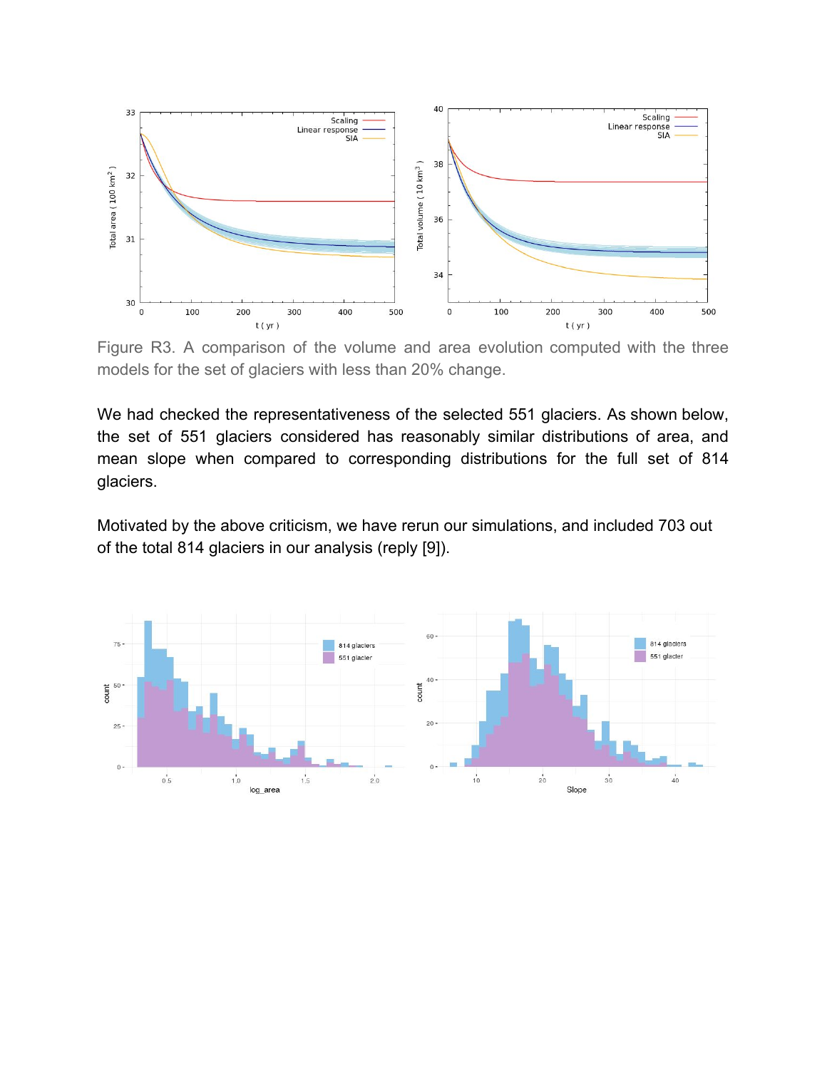Figure R3. A comparison of the volume and area evolution computed with the three models for the set of glaciers with less than 20% change.

We had checked the representativeness of the selected 551 glaciers. As shown below, the set of 551 glaciers considered has reasonably similar distributions of area, and mean slope when compared to corresponding distributions for the full set of 814 glaciers.

Motivated by the above criticism, we have rerun our simulations, and included 703 out of the total 814 glaciers in our analysis (reply [9]).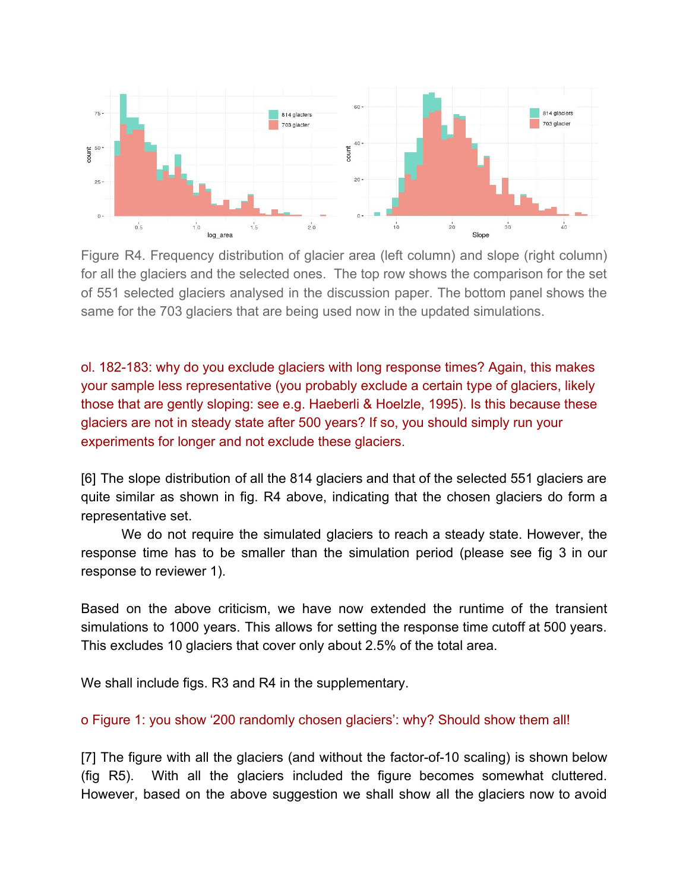Figure R4. Frequency distribution of glacier area (left column) and slope (right column) for all the glaciers and the selected ones. The top row shows the comparison for the set of 551 selected glaciers analysed in the discussion paper. The bottom panel shows the same for the 703 glaciers that are being used now in the updated simulations.

ol. 182-183: why do you exclude glaciers with long response times? Again, this makes your sample less representative (you probably exclude a certain type of glaciers, likely those that are gently sloping: see e.g. Haeberli & Hoelzle, 1995). Is this because these glaciers are not in steady state after 500 years? If so, you should simply run your experiments for longer and not exclude these glaciers.

[6] The slope distribution of all the 814 glaciers and that of the selected 551 glaciers are quite similar as shown in fig. R4 above, indicating that the chosen glaciers do form a representative set.

We do not require the simulated glaciers to reach a steady state. However, the response time has to be smaller than the simulation period (please see fig 3 in our response to reviewer 1).

Based on the above criticism, we have now extended the runtime of the transient simulations to 1000 years. This allows for setting the response time cutoff at 500 years. This excludes 10 glaciers that cover only about 2.5% of the total area.

We shall include figs. R3 and R4 in the supplementary.

o Figure 1: you show '200 randomly chosen glaciers': why? Should show them all!

[7] The figure with all the glaciers (and without the factor-of-10 scaling) is shown below (fig R5). With all the glaciers included the figure becomes somewhat cluttered. However, based on the above suggestion we shall show all the glaciers now to avoid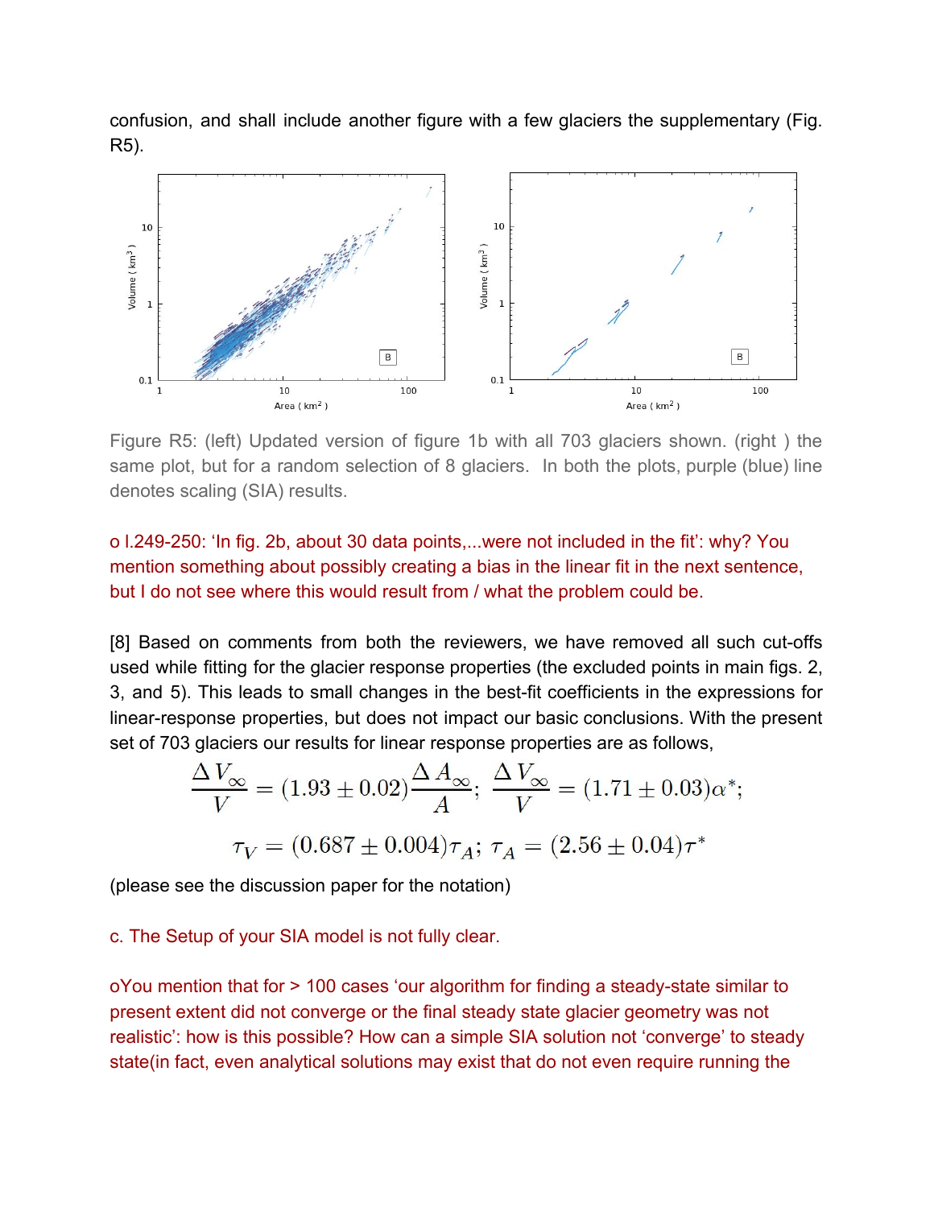confusion, and shall include another figure with a few glaciers the supplementary (Fig. R5).

Figure R5: (left) Updated version of figure 1b with all 703 glaciers shown. (right ) the same plot, but for a random selection of 8 glaciers. In both the plots, purple (blue) line denotes scaling (SIA) results.

o l.249-250: 'In fig. 2b, about 30 data points,...were not included in the fit': why? You mention something about possibly creating a bias in the linear fit in the next sentence, but I do not see where this would result from / what the problem could be.

[8] Based on comments from both the reviewers, we have removed all such cut-offs used while fitting for the glacier response properties (the excluded points in main figs. 2, 3, and 5). This leads to small changes in the best-fit coefficients in the expressions for linear-response properties, but does not impact our basic conclusions. With the present set of 703 glaciers our results for linear response properties are as follows,

$$\frac{\Delta V_{\infty}}{V} = (1.93 \pm 0.02)\frac{\Delta A_{\infty}}{A}; \; \frac{\Delta V_{\infty}}{V} = (1.71 \pm 0.03)\alpha^{*};$$

$$\tau_V = (0.687 \pm 0.004)\tau_A; \; \tau_A = (2.56 \pm 0.04)\tau^{*}$$

(please see the discussion paper for the notation)

c. The Setup of your SIA model is not fully clear.

oYou mention that for > 100 cases 'our algorithm for finding a steady-state similar to present extent did not converge or the final steady state glacier geometry was not realistic': how is this possible? How can a simple SIA solution not 'converge' to steady state(in fact, even analytical solutions may exist that do not even require running the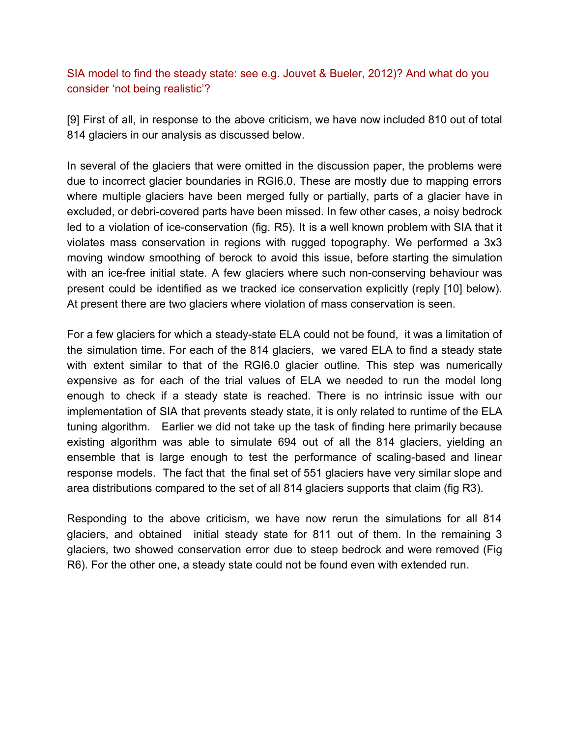SIA model to find the steady state: see e.g. Jouvet & Bueler, 2012)? And what do you consider 'not being realistic'?

[9] First of all, in response to the above criticism, we have now included 810 out of total 814 glaciers in our analysis as discussed below.

In several of the glaciers that were omitted in the discussion paper, the problems were due to incorrect glacier boundaries in RGI6.0. These are mostly due to mapping errors where multiple glaciers have been merged fully or partially, parts of a glacier have in excluded, or debri-covered parts have been missed. In few other cases, a noisy bedrock led to a violation of ice-conservation (fig. R5). It is a well known problem with SIA that it violates mass conservation in regions with rugged topography. We performed a 3x3 moving window smoothing of berock to avoid this issue, before starting the simulation with an ice-free initial state. A few glaciers where such non-conserving behaviour was present could be identified as we tracked ice conservation explicitly (reply [10] below). At present there are two glaciers where violation of mass conservation is seen.

For a few glaciers for which a steady-state ELA could not be found, it was a limitation of the simulation time. For each of the 814 glaciers, we vared ELA to find a steady state with extent similar to that of the RGI6.0 glacier outline. This step was numerically expensive as for each of the trial values of ELA we needed to run the model long enough to check if a steady state is reached. There is no intrinsic issue with our implementation of SIA that prevents steady state, it is only related to runtime of the ELA tuning algorithm. Earlier we did not take up the task of finding here primarily because existing algorithm was able to simulate 694 out of all the 814 glaciers, yielding an ensemble that is large enough to test the performance of scaling-based and linear response models. The fact that the final set of 551 glaciers have very similar slope and area distributions compared to the set of all 814 glaciers supports that claim (fig R3).

Responding to the above criticism, we have now rerun the simulations for all 814 glaciers, and obtained initial steady state for 811 out of them. In the remaining 3 glaciers, two showed conservation error due to steep bedrock and were removed (Fig R6). For the other one, a steady state could not be found even with extended run.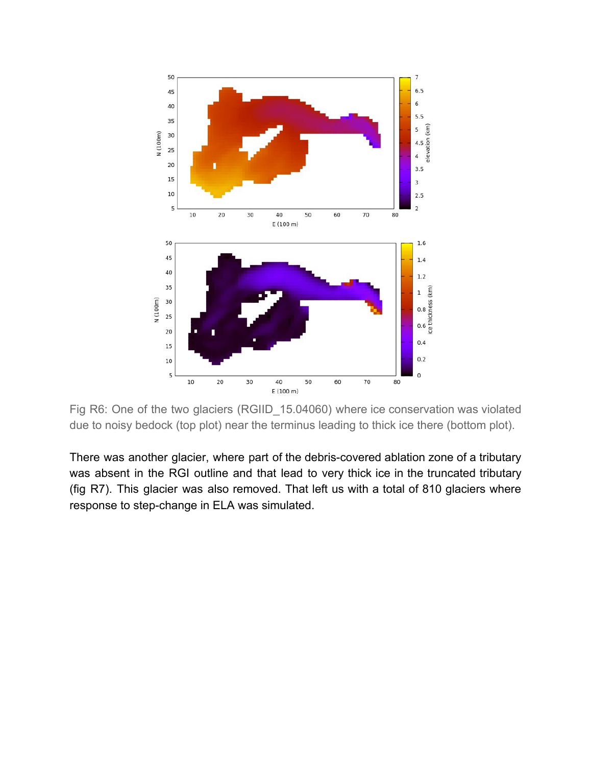Fig R6: One of the two glaciers (RGIID_15.04060) where ice conservation was violated due to noisy bedock (top plot) near the terminus leading to thick ice there (bottom plot).

There was another glacier, where part of the debris-covered ablation zone of a tributary was absent in the RGI outline and that lead to very thick ice in the truncated tributary (fig R7). This glacier was also removed. That left us with a total of 810 glaciers where response to step-change in ELA was simulated.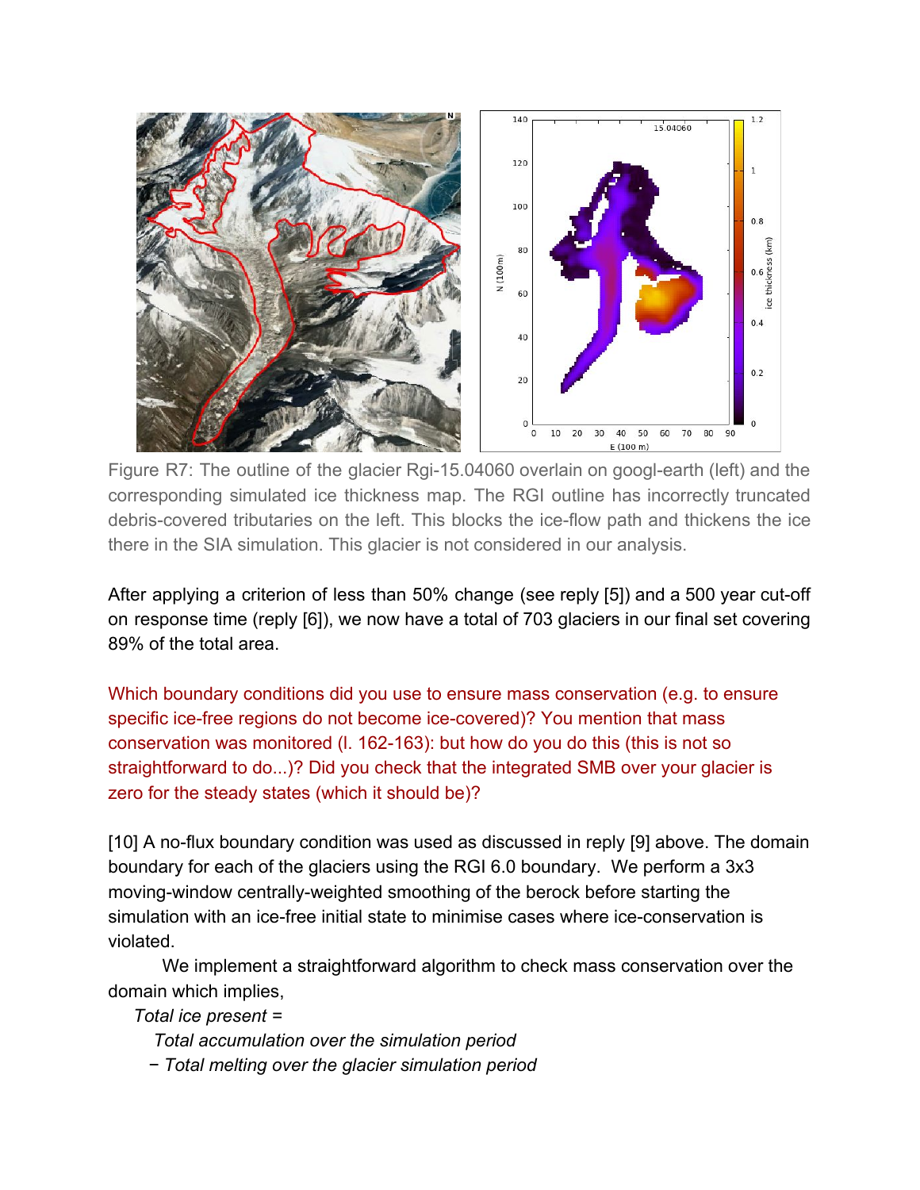Figure R7: The outline of the glacier Rgi-15.04060 overlain on googl-earth (left) and the corresponding simulated ice thickness map. The RGI outline has incorrectly truncated debris-covered tributaries on the left. This blocks the ice-flow path and thickens the ice there in the SIA simulation. This glacier is not considered in our analysis.

After applying a criterion of less than 50% change (see reply [5]) and a 500 year cut-off on response time (reply [6]), we now have a total of 703 glaciers in our final set covering 89% of the total area.

Which boundary conditions did you use to ensure mass conservation (e.g. to ensure specific ice-free regions do not become ice-covered)? You mention that mass conservation was monitored (l. 162-163): but how do you do this (this is not so straightforward to do...)? Did you check that the integrated SMB over your glacier is zero for the steady states (which it should be)?

[10] A no-flux boundary condition was used as discussed in reply [9] above. The domain boundary for each of the glaciers using the RGI 6.0 boundary. We perform a 3x3 moving-window centrally-weighted smoothing of the berock before starting the simulation with an ice-free initial state to minimise cases where ice-conservation is violated.

We implement a straightforward algorithm to check mass conservation over the domain which implies,

*Total ice present =*

*Total accumulation over the simulation period*

*− Total melting over the glacier simulation period*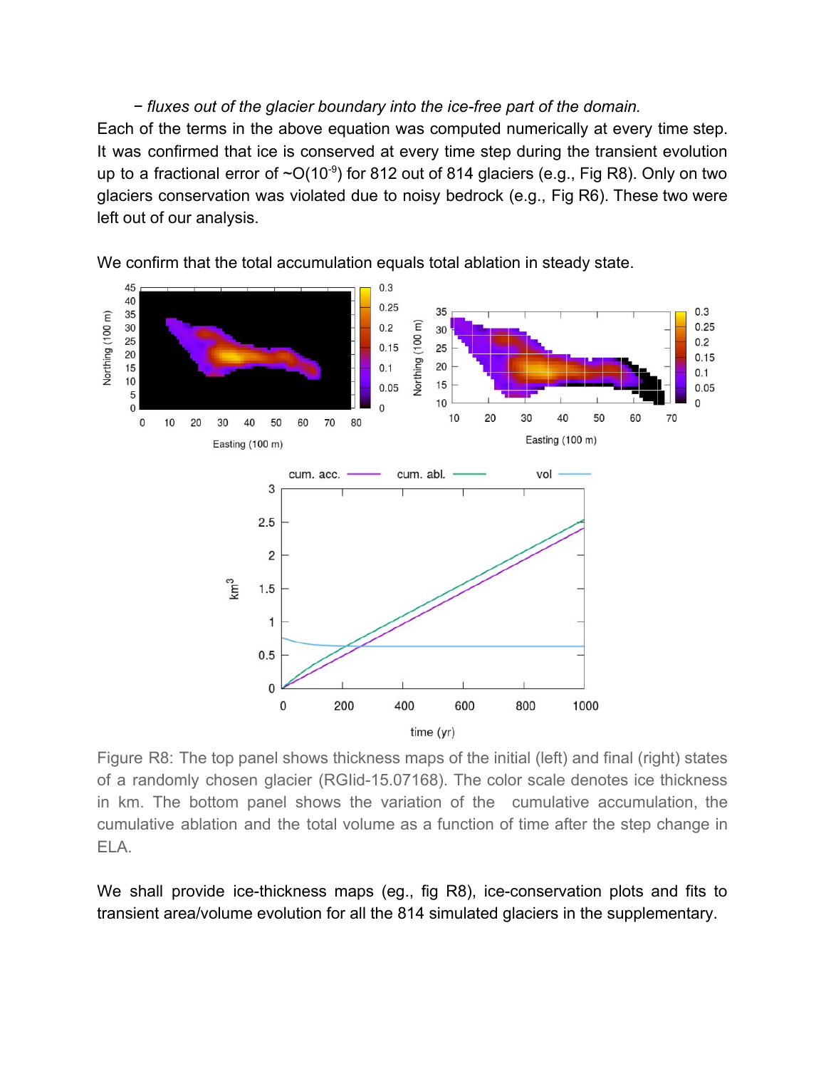− *fluxes out of the glacier boundary into the ice-free part of the domain.*

Each of the terms in the above equation was computed numerically at every time step. It was confirmed that ice is conserved at every time step during the transient evolution up to a fractional error of ~O($10^{-9}$) for 812 out of 814 glaciers (e.g., Fig R8). Only on two glaciers conservation was violated due to noisy bedrock (e.g., Fig R6). These two were left out of our analysis.

We confirm that the total accumulation equals total ablation in steady state.

Figure R8: The top panel shows thickness maps of the initial (left) and final (right) states of a randomly chosen glacier (RGIid-15.07168). The color scale denotes ice thickness in km. The bottom panel shows the variation of the cumulative accumulation, the cumulative ablation and the total volume as a function of time after the step change in ELA.

We shall provide ice-thickness maps (eg., fig R8), ice-conservation plots and fits to transient area/volume evolution for all the 814 simulated glaciers in the supplementary.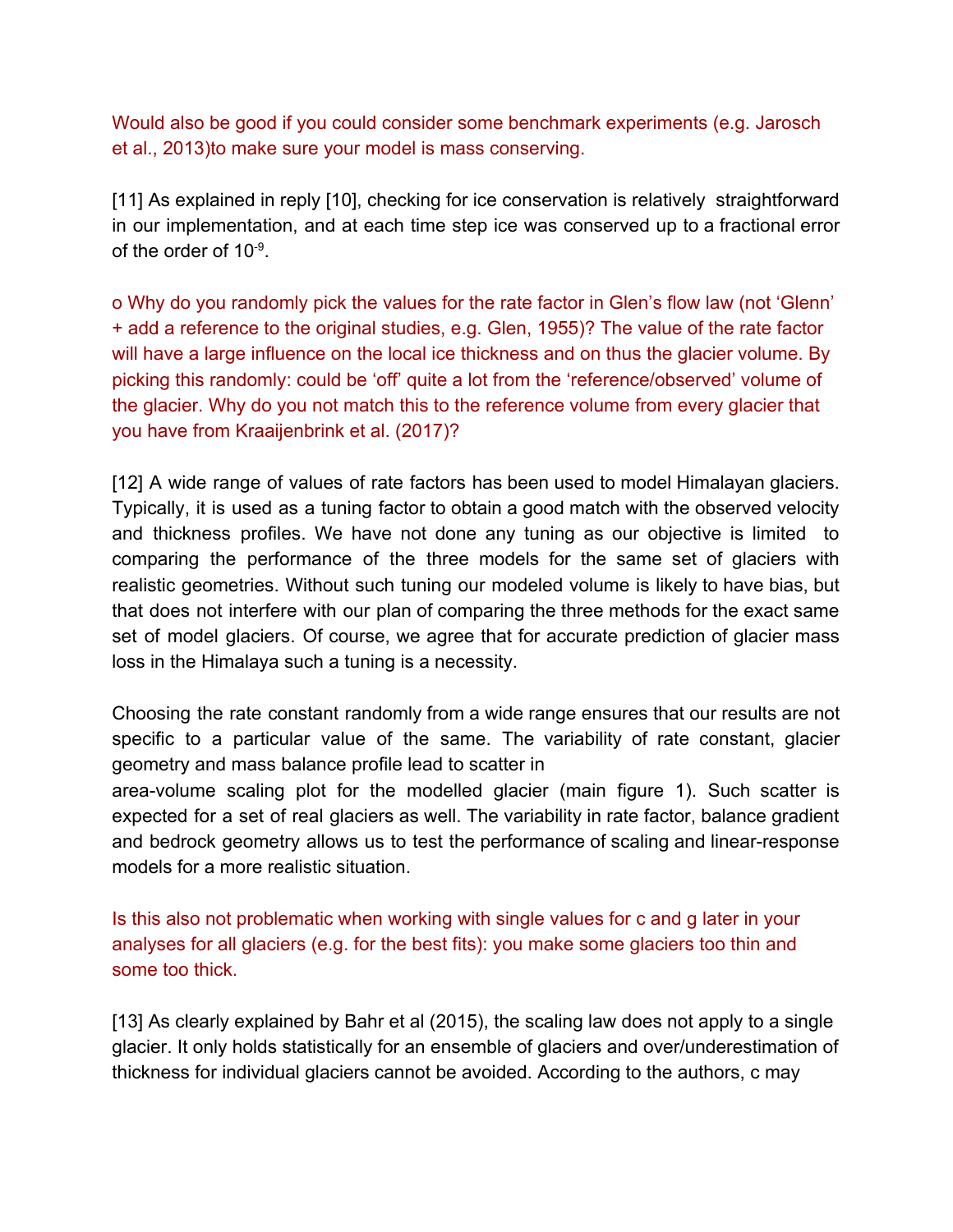Would also be good if you could consider some benchmark experiments (e.g. Jarosch et al., 2013)to make sure your model is mass conserving.

[11] As explained in reply [10], checking for ice conservation is relatively straightforward in our implementation, and at each time step ice was conserved up to a fractional error of the order of $10^{-9}$.

o Why do you randomly pick the values for the rate factor in Glen's flow law (not 'Glenn' + add a reference to the original studies, e.g. Glen, 1955)? The value of the rate factor will have a large influence on the local ice thickness and on thus the glacier volume. By picking this randomly: could be 'off' quite a lot from the 'reference/observed' volume of the glacier. Why do you not match this to the reference volume from every glacier that you have from Kraaijenbrink et al. (2017)?

[12] A wide range of values of rate factors has been used to model Himalayan glaciers. Typically, it is used as a tuning factor to obtain a good match with the observed velocity and thickness profiles. We have not done any tuning as our objective is limited to comparing the performance of the three models for the same set of glaciers with realistic geometries. Without such tuning our modeled volume is likely to have bias, but that does not interfere with our plan of comparing the three methods for the exact same set of model glaciers. Of course, we agree that for accurate prediction of glacier mass loss in the Himalaya such a tuning is a necessity.

Choosing the rate constant randomly from a wide range ensures that our results are not specific to a particular value of the same. The variability of rate constant, glacier geometry and mass balance profile lead to scatter in area-volume scaling plot for the modelled glacier (main figure 1). Such scatter is expected for a set of real glaciers as well. The variability in rate factor, balance gradient and bedrock geometry allows us to test the performance of scaling and linear-response models for a more realistic situation.

Is this also not problematic when working with single values for c and g later in your analyses for all glaciers (e.g. for the best fits): you make some glaciers too thin and some too thick.

[13] As clearly explained by Bahr et al (2015), the scaling law does not apply to a single glacier. It only holds statistically for an ensemble of glaciers and over/underestimation of thickness for individual glaciers cannot be avoided. According to the authors, c may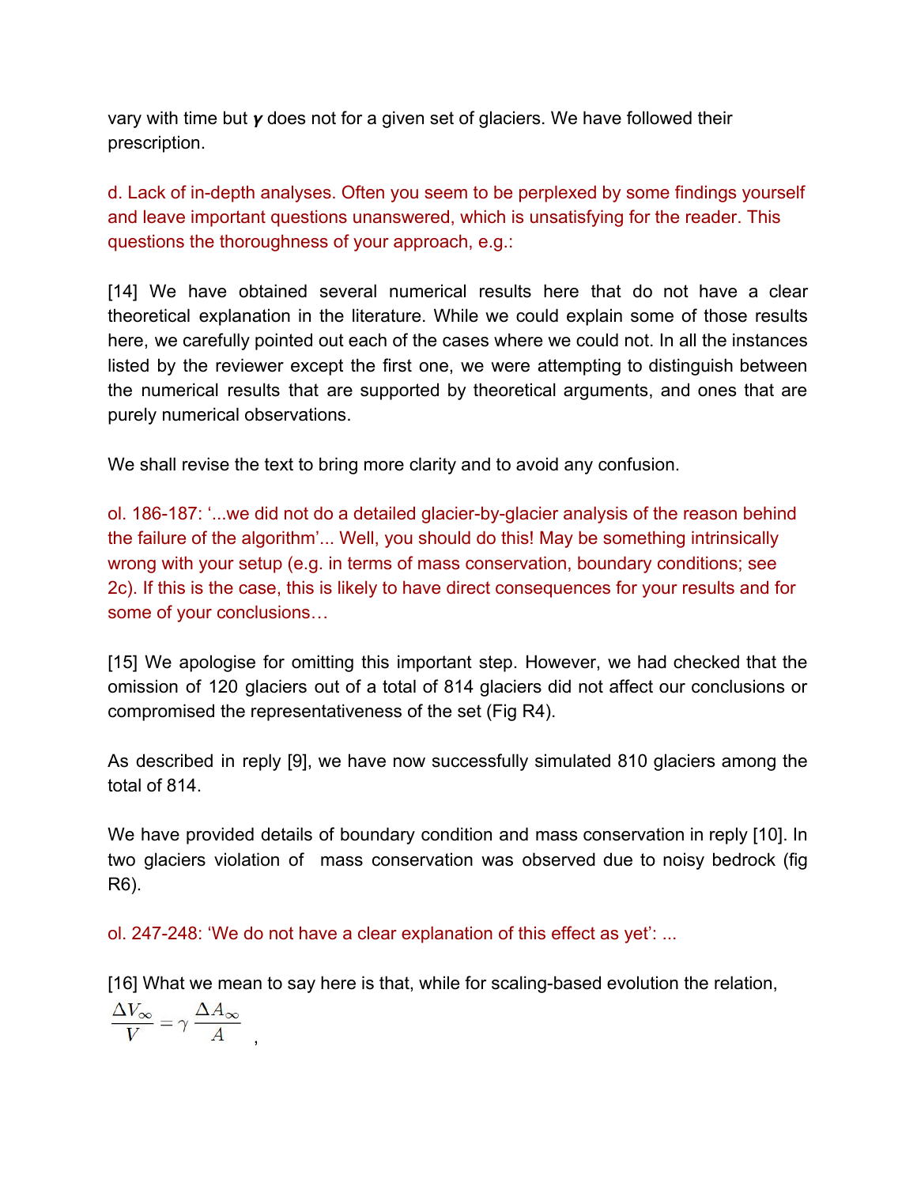vary with time but $\gamma$ does not for a given set of glaciers. We have followed their prescription.

d. Lack of in-depth analyses. Often you seem to be perplexed by some findings yourself and leave important questions unanswered, which is unsatisfying for the reader. This questions the thoroughness of your approach, e.g.:

[14] We have obtained several numerical results here that do not have a clear theoretical explanation in the literature. While we could explain some of those results here, we carefully pointed out each of the cases where we could not. In all the instances listed by the reviewer except the first one, we were attempting to distinguish between the numerical results that are supported by theoretical arguments, and ones that are purely numerical observations.

We shall revise the text to bring more clarity and to avoid any confusion.

ol. 186-187: '...we did not do a detailed glacier-by-glacier analysis of the reason behind the failure of the algorithm'... Well, you should do this! May be something intrinsically wrong with your setup (e.g. in terms of mass conservation, boundary conditions; see 2c). If this is the case, this is likely to have direct consequences for your results and for some of your conclusions…

[15] We apologise for omitting this important step. However, we had checked that the omission of 120 glaciers out of a total of 814 glaciers did not affect our conclusions or compromised the representativeness of the set (Fig R4).

As described in reply [9], we have now successfully simulated 810 glaciers among the total of 814.

We have provided details of boundary condition and mass conservation in reply [10]. In two glaciers violation of mass conservation was observed due to noisy bedrock (fig R6).

ol. 247-248: 'We do not have a clear explanation of this effect as yet': ...

[16] What we mean to say here is that, while for scaling-based evolution the relation,

$$\frac{\Delta V_\infty}{V} = \gamma \frac{\Delta A_\infty}{A}$$ ,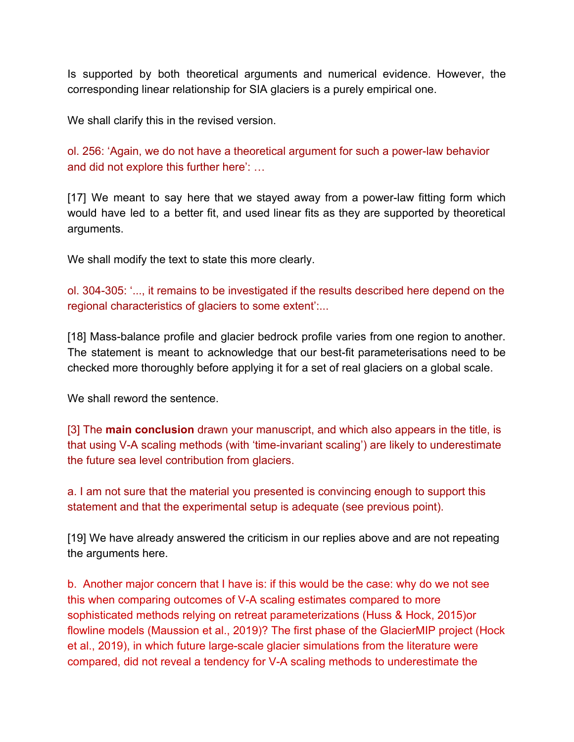Is supported by both theoretical arguments and numerical evidence. However, the corresponding linear relationship for SIA glaciers is a purely empirical one.

We shall clarify this in the revised version.

ol. 256: 'Again, we do not have a theoretical argument for such a power-law behavior and did not explore this further here': …

[17] We meant to say here that we stayed away from a power-law fitting form which would have led to a better fit, and used linear fits as they are supported by theoretical arguments.

We shall modify the text to state this more clearly.

ol. 304-305: '..., it remains to be investigated if the results described here depend on the regional characteristics of glaciers to some extent':...

[18] Mass-balance profile and glacier bedrock profile varies from one region to another. The statement is meant to acknowledge that our best-fit parameterisations need to be checked more thoroughly before applying it for a set of real glaciers on a global scale.

We shall reword the sentence.

[3] The **main conclusion** drawn your manuscript, and which also appears in the title, is that using V-A scaling methods (with 'time-invariant scaling') are likely to underestimate the future sea level contribution from glaciers.

a. I am not sure that the material you presented is convincing enough to support this statement and that the experimental setup is adequate (see previous point).

[19] We have already answered the criticism in our replies above and are not repeating the arguments here.

b. Another major concern that I have is: if this would be the case: why do we not see this when comparing outcomes of V-A scaling estimates compared to more sophisticated methods relying on retreat parameterizations (Huss & Hock, 2015)or flowline models (Maussion et al., 2019)? The first phase of the GlacierMIP project (Hock et al., 2019), in which future large-scale glacier simulations from the literature were compared, did not reveal a tendency for V-A scaling methods to underestimate the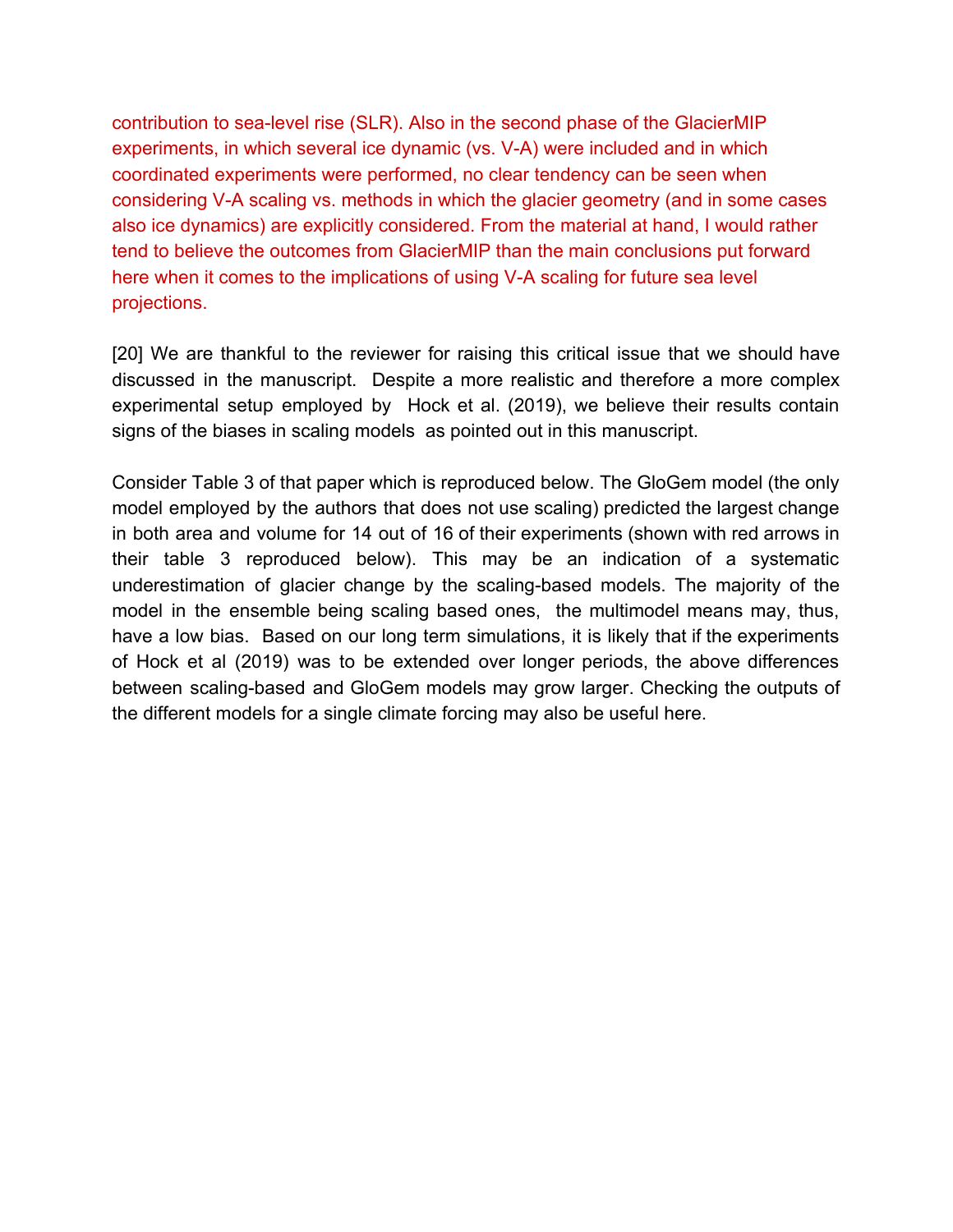contribution to sea-level rise (SLR). Also in the second phase of the GlacierMIP experiments, in which several ice dynamic (vs. V-A) were included and in which coordinated experiments were performed, no clear tendency can be seen when considering V-A scaling vs. methods in which the glacier geometry (and in some cases also ice dynamics) are explicitly considered. From the material at hand, I would rather tend to believe the outcomes from GlacierMIP than the main conclusions put forward here when it comes to the implications of using V-A scaling for future sea level projections.

[20] We are thankful to the reviewer for raising this critical issue that we should have discussed in the manuscript. Despite a more realistic and therefore a more complex experimental setup employed by Hock et al. (2019), we believe their results contain signs of the biases in scaling models as pointed out in this manuscript.

Consider Table 3 of that paper which is reproduced below. The GloGem model (the only model employed by the authors that does not use scaling) predicted the largest change in both area and volume for 14 out of 16 of their experiments (shown with red arrows in their table 3 reproduced below). This may be an indication of a systematic underestimation of glacier change by the scaling-based models. The majority of the model in the ensemble being scaling based ones, the multimodel means may, thus, have a low bias. Based on our long term simulations, it is likely that if the experiments of Hock et al (2019) was to be extended over longer periods, the above differences between scaling-based and GloGem models may grow larger. Checking the outputs of the different models for a single climate forcing may also be useful here.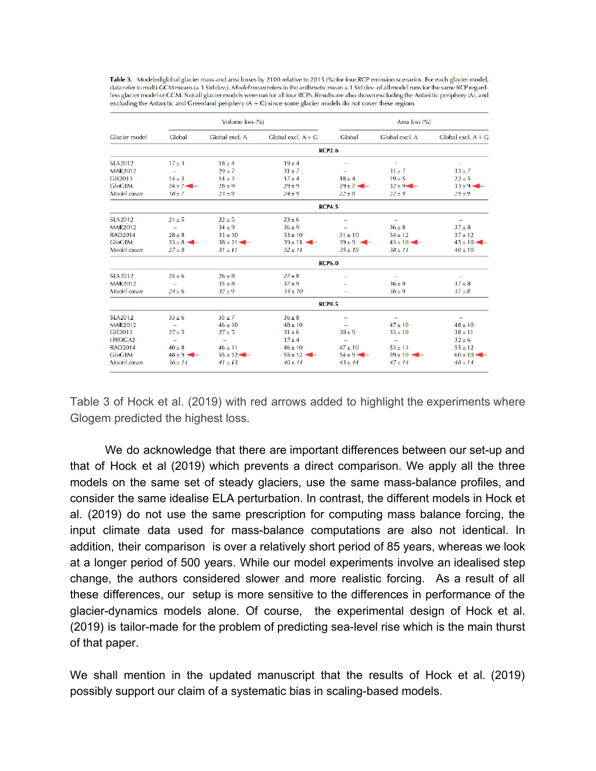**Table 3.** Modeled global glacier mass and area losses by 2100 relative to 2015 (%) for four RCP emission scenarios. For each glacier model, data refer to multi-GCM means (± 1 Std dev.). *Model mean* refers to the arithmetic mean ± 1 Std dev. of all model runs for the same RCP regardless glacier model or GCM. Not all glacier models were run for all four RCPs. Results are also shown excluding the Antarctic periphery (A), and excluding the Antarctic and Greenland periphery (A + G) since some glacier models do not cover these regions

| Glacier model | Volume loss (%) | | | Area loss (%) | | |
|---|---|---|---|---|---|---|
| | Global | Global excl. A | Global excl. A + G | Global | Global excl. A | Global excl. A + G |
| **RCP2.6** | | | | | | |
| SLA2012 | 17 ± 3 | 18 ± 4 | 19 ± 4 | – | – | – |
| MAR2012 | – | 29 ± 7 | 31 ± 7 | – | 31 ± 7 | 33 ± 7 |
| GIE2013 | 14 ± 3 | 14 ± 3 | 17 ± 4 | 18 ± 4 | 19 ± 5 | 22 ± 5 |
| GloGEM | 24 ± 7 ← | 28 ± 9 | 29 ± 9 | 29 ± 7 ← | 32 ± 9 ← | 33 ± 9 ← |
| *Model mean* | *18 ± 7* | *23 ± 9* | *24 ± 9* | *22 ± 8* | *27 ± 9* | *29 ± 9* |
| **RCP4.5** | | | | | | |
| SLA2012 | 21 ± 5 | 22 ± 5 | 23 ± 6 | – | – | – |
| MAR2012 | – | 34 ± 9 | 36 ± 9 | – | 36 ± 8 | 37 ± 8 |
| RAD2014 | 28 ± 8 | 33 ± 10 | 33 ± 10 | 31 ± 10 | 34 ± 12 | 37 ± 12 |
| GloGEM | 33 ± 8 ← | 38 ± 11 ← | 39 ± 11 ← | 39 ± 9 ← | 43 ± 10 ← | 45 ± 10 ← |
| *Model mean* | *27 ± 8* | *31 ± 11* | *32 ± 11* | *35 ± 10* | *38 ± 11* | *40 ± 10* |
| **RCP6.0** | | | | | | |
| SLA2012 | 24 ± 6 | 26 ± 8 | 27 ± 8 | – | – | – |
| MAR2012 | – | 35 ± 8 | 37 ± 9 | – | 36 ± 9 | 37 ± 8 |
| *Model mean* | *24 ± 6* | *32 ± 9* | *33 ± 10* | – | *36 ± 9* | *37 ± 8* |
| **RCP8.5** | | | | | | |
| SLA2012 | 33 ± 6 | 35 ± 7 | 36 ± 8 | – | – | – |
| MAR2012 | – | 46 ± 10 | 48 ± 10 | – | 47 ± 10 | 48 ± 10 |
| GIE2013 | 27 ± 5 | 27 ± 5 | 31 ± 6 | 30 ± 9 | 33 ± 10 | 38 ± 11 |
| HYOGA2 | – | – | 17 ± 4 | – | – | 32 ± 6 |
| RAD2014 | 40 ± 8 | 46 ± 11 | 46 ± 10 | 47 ± 10 | 53 ± 13 | 55 ± 12 |
| GloGEM | 48 ± 9 ← | 55 ± 12 ← | 55 ± 12 ← | 54 ± 9 ← | 59 ± 10 ← | 60 ± 10 ← |
| *Model mean* | *36 ± 11* | *41 ± 13* | *40 ± 14* | *43 ± 14* | *47 ± 14* | *48 ± 14* |

Table 3 of Hock et al. (2019) with red arrows added to highlight the experiments where Glogem predicted the highest loss.

We do acknowledge that there are important differences between our set-up and that of Hock et al (2019) which prevents a direct comparison. We apply all the three models on the same set of steady glaciers, use the same mass-balance profiles, and consider the same idealise ELA perturbation. In contrast, the different models in Hock et al. (2019) do not use the same prescription for computing mass balance forcing, the input climate data used for mass-balance computations are also not identical. In addition, their comparison is over a relatively short period of 85 years, whereas we look at a longer period of 500 years. While our model experiments involve an idealised step change, the authors considered slower and more realistic forcing. As a result of all these differences, our setup is more sensitive to the differences in performance of the glacier-dynamics models alone. Of course, the experimental design of Hock et al. (2019) is tailor-made for the problem of predicting sea-level rise which is the main thurst of that paper.

We shall mention in the updated manuscript that the results of Hock et al. (2019) possibly support our claim of a systematic bias in scaling-based models.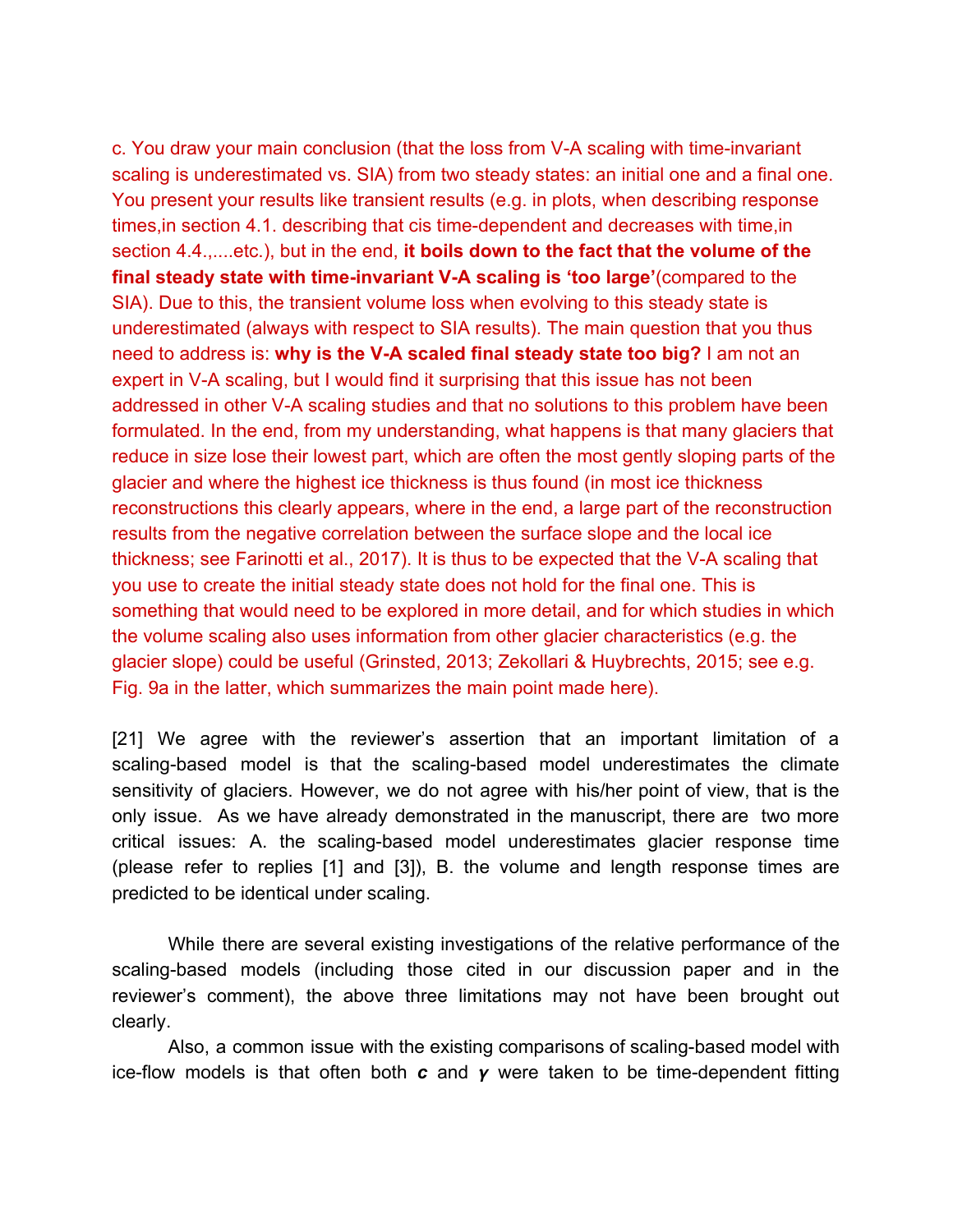c. You draw your main conclusion (that the loss from V-A scaling with time-invariant scaling is underestimated vs. SIA) from two steady states: an initial one and a final one. You present your results like transient results (e.g. in plots, when describing response times,in section 4.1. describing that cis time-dependent and decreases with time,in section 4.4.,....etc.), but in the end, **it boils down to the fact that the volume of the final steady state with time-invariant V-A scaling is 'too large'**(compared to the SIA). Due to this, the transient volume loss when evolving to this steady state is underestimated (always with respect to SIA results). The main question that you thus need to address is: **why is the V-A scaled final steady state too big?** I am not an expert in V-A scaling, but I would find it surprising that this issue has not been addressed in other V-A scaling studies and that no solutions to this problem have been formulated. In the end, from my understanding, what happens is that many glaciers that reduce in size lose their lowest part, which are often the most gently sloping parts of the glacier and where the highest ice thickness is thus found (in most ice thickness reconstructions this clearly appears, where in the end, a large part of the reconstruction results from the negative correlation between the surface slope and the local ice thickness; see Farinotti et al., 2017). It is thus to be expected that the V-A scaling that you use to create the initial steady state does not hold for the final one. This is something that would need to be explored in more detail, and for which studies in which the volume scaling also uses information from other glacier characteristics (e.g. the glacier slope) could be useful (Grinsted, 2013; Zekollari & Huybrechts, 2015; see e.g. Fig. 9a in the latter, which summarizes the main point made here).

[21] We agree with the reviewer's assertion that an important limitation of a scaling-based model is that the scaling-based model underestimates the climate sensitivity of glaciers. However, we do not agree with his/her point of view, that is the only issue. As we have already demonstrated in the manuscript, there are two more critical issues: A. the scaling-based model underestimates glacier response time (please refer to replies [1] and [3]), B. the volume and length response times are predicted to be identical under scaling.

While there are several existing investigations of the relative performance of the scaling-based models (including those cited in our discussion paper and in the reviewer's comment), the above three limitations may not have been brought out clearly.

Also, a common issue with the existing comparisons of scaling-based model with ice-flow models is that often both $\boldsymbol{c}$ and $\boldsymbol{\gamma}$ were taken to be time-dependent fitting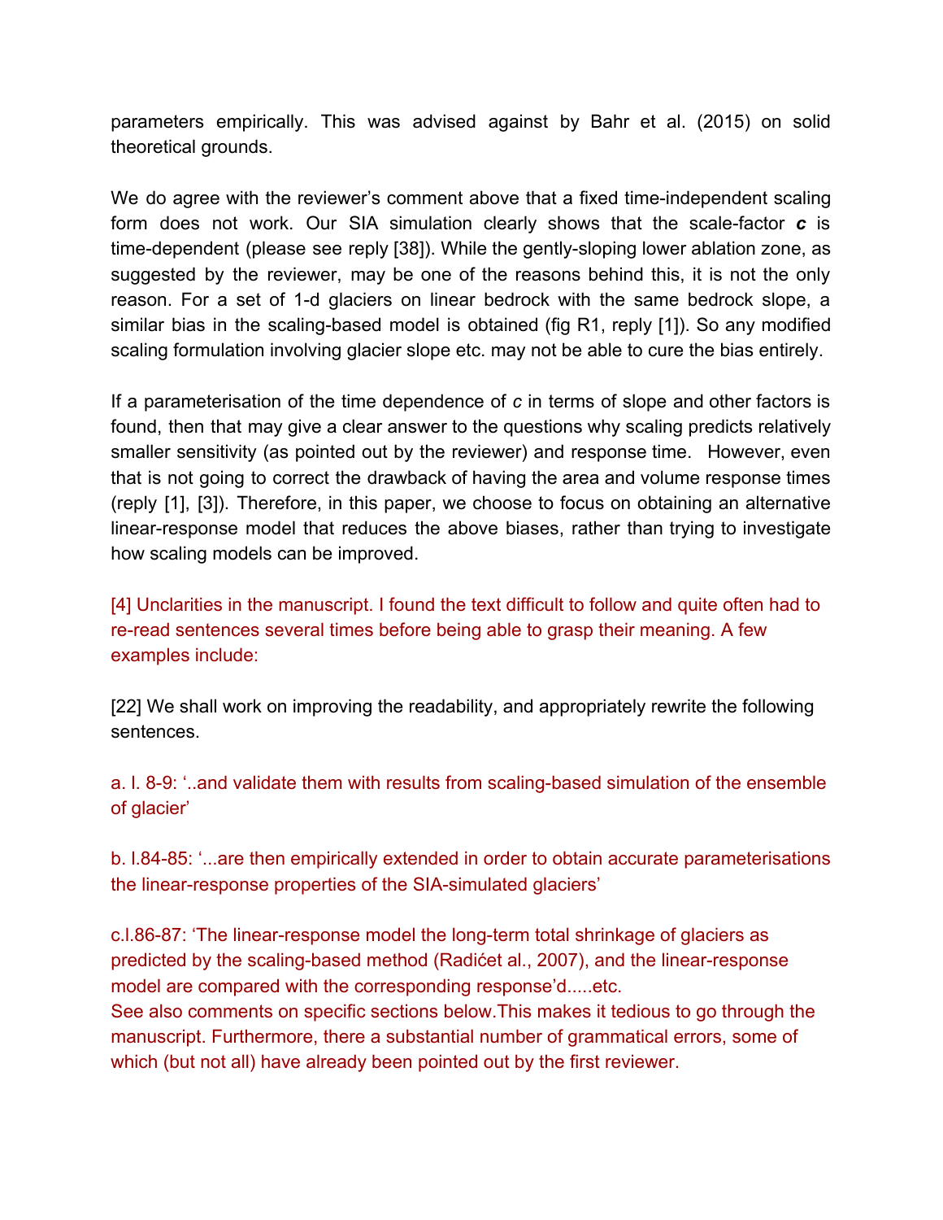parameters empirically. This was advised against by Bahr et al. (2015) on solid theoretical grounds.

We do agree with the reviewer's comment above that a fixed time-independent scaling form does not work. Our SIA simulation clearly shows that the scale-factor ***c*** is time-dependent (please see reply [38]). While the gently-sloping lower ablation zone, as suggested by the reviewer, may be one of the reasons behind this, it is not the only reason. For a set of 1-d glaciers on linear bedrock with the same bedrock slope, a similar bias in the scaling-based model is obtained (fig R1, reply [1]). So any modified scaling formulation involving glacier slope etc. may not be able to cure the bias entirely.

If a parameterisation of the time dependence of *c* in terms of slope and other factors is found, then that may give a clear answer to the questions why scaling predicts relatively smaller sensitivity (as pointed out by the reviewer) and response time. However, even that is not going to correct the drawback of having the area and volume response times (reply [1], [3]). Therefore, in this paper, we choose to focus on obtaining an alternative linear-response model that reduces the above biases, rather than trying to investigate how scaling models can be improved.

[4] Unclarities in the manuscript. I found the text difficult to follow and quite often had to re-read sentences several times before being able to grasp their meaning. A few examples include:

[22] We shall work on improving the readability, and appropriately rewrite the following sentences.

a. l. 8-9: '..and validate them with results from scaling-based simulation of the ensemble of glacier'

b. l.84-85: '...are then empirically extended in order to obtain accurate parameterisations the linear-response properties of the SIA-simulated glaciers'

c.l.86-87: 'The linear-response model the long-term total shrinkage of glaciers as predicted by the scaling-based method (Radićet al., 2007), and the linear-response model are compared with the corresponding response'd.....etc.

See also comments on specific sections below.This makes it tedious to go through the manuscript. Furthermore, there a substantial number of grammatical errors, some of which (but not all) have already been pointed out by the first reviewer.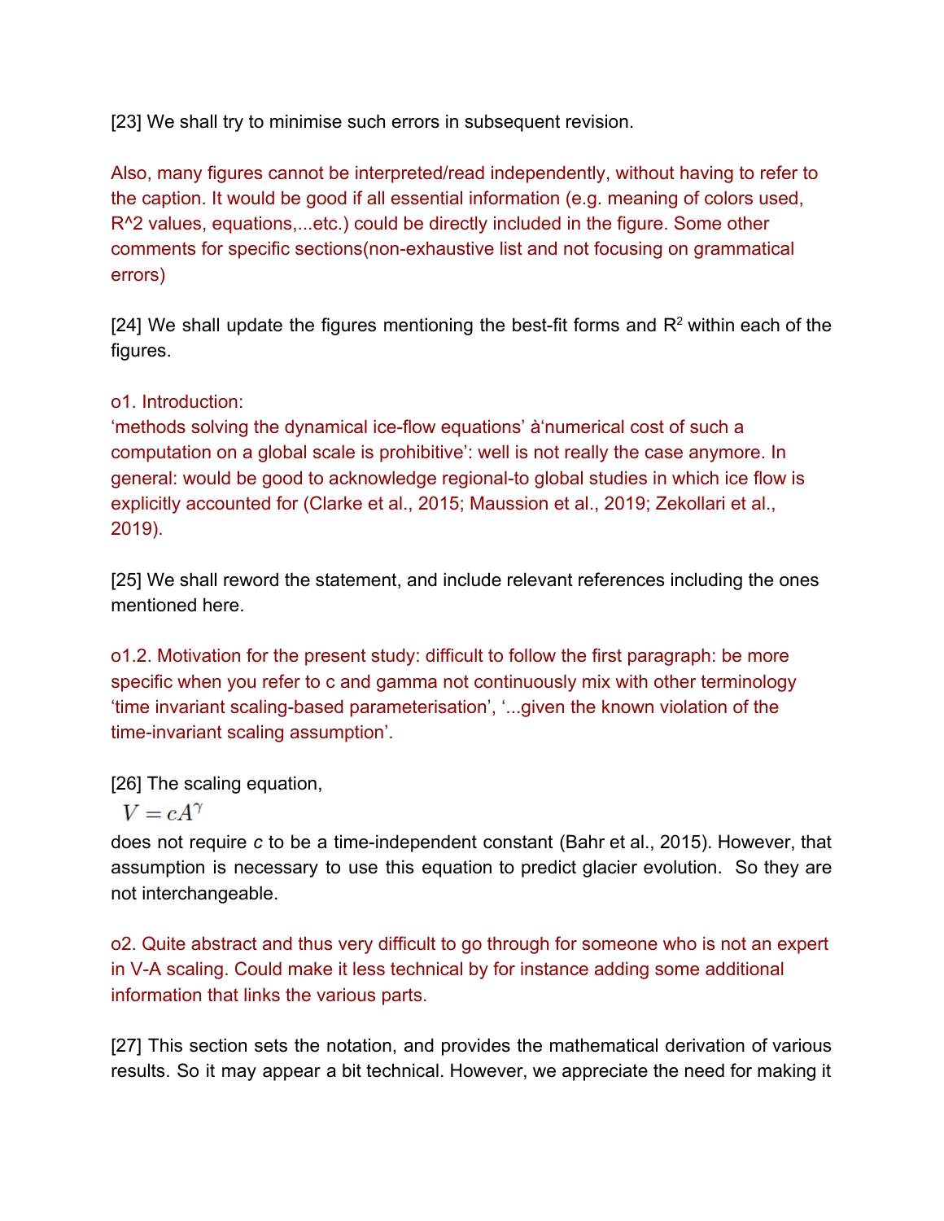[23] We shall try to minimise such errors in subsequent revision.

Also, many figures cannot be interpreted/read independently, without having to refer to the caption. It would be good if all essential information (e.g. meaning of colors used, R^2 values, equations,...etc.) could be directly included in the figure. Some other comments for specific sections(non-exhaustive list and not focusing on grammatical errors)

[24] We shall update the figures mentioning the best-fit forms and $R^2$ within each of the figures.

o1. Introduction:
'methods solving the dynamical ice-flow equations' à'numerical cost of such a computation on a global scale is prohibitive': well is not really the case anymore. In general: would be good to acknowledge regional-to global studies in which ice flow is explicitly accounted for (Clarke et al., 2015; Maussion et al., 2019; Zekollari et al., 2019).

[25] We shall reword the statement, and include relevant references including the ones mentioned here.

o1.2. Motivation for the present study: difficult to follow the first paragraph: be more specific when you refer to c and gamma not continuously mix with other terminology 'time invariant scaling-based parameterisation', '...given the known violation of the time-invariant scaling assumption'.

[26] The scaling equation,

$$V = cA^{\gamma}$$

does not require *c* to be a time-independent constant (Bahr et al., 2015). However, that assumption is necessary to use this equation to predict glacier evolution. So they are not interchangeable.

o2. Quite abstract and thus very difficult to go through for someone who is not an expert in V-A scaling. Could make it less technical by for instance adding some additional information that links the various parts.

[27] This section sets the notation, and provides the mathematical derivation of various results. So it may appear a bit technical. However, we appreciate the need for making it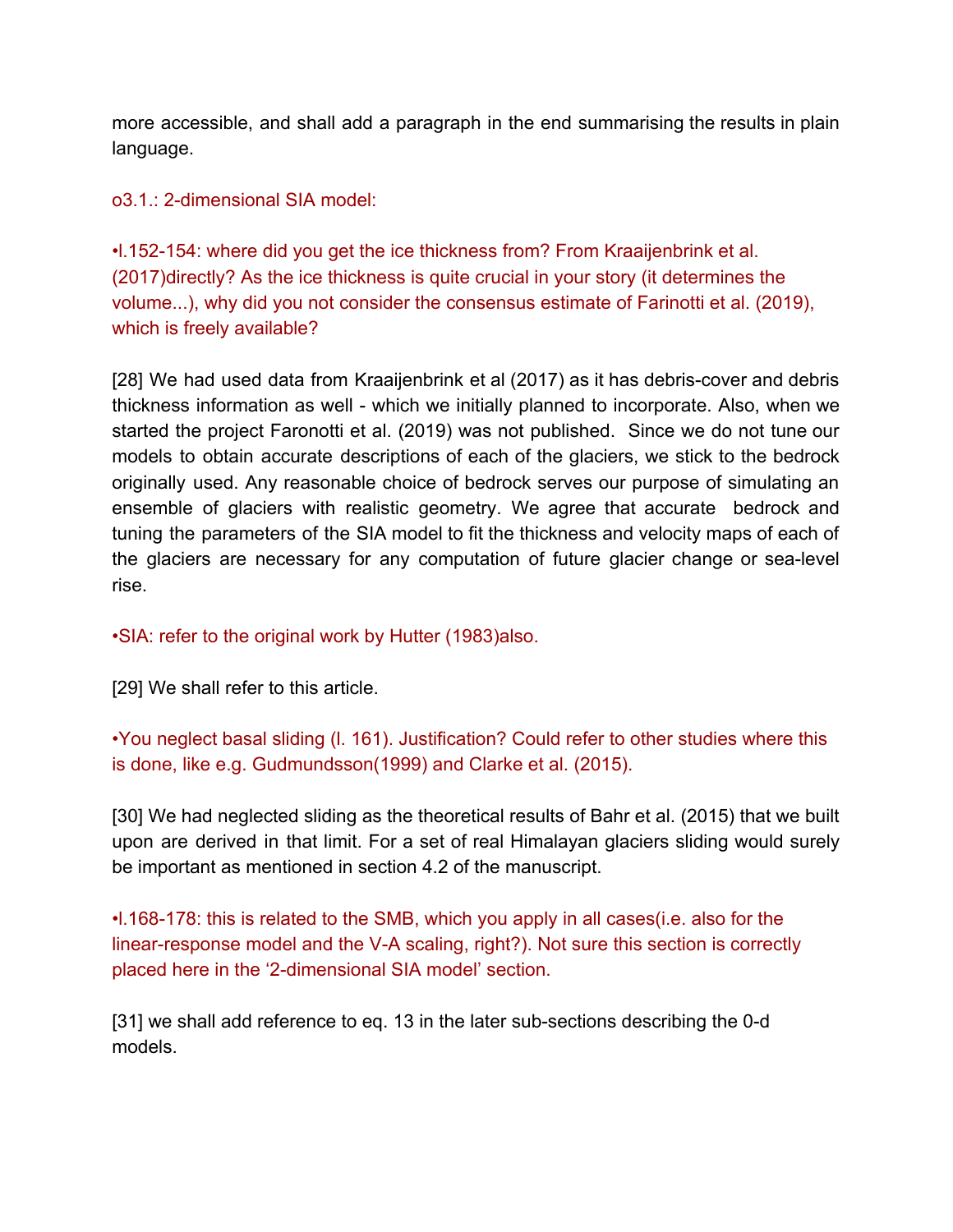more accessible, and shall add a paragraph in the end summarising the results in plain language.

o3.1.: 2-dimensional SIA model:

•l.152-154: where did you get the ice thickness from? From Kraaijenbrink et al. (2017)directly? As the ice thickness is quite crucial in your story (it determines the volume...), why did you not consider the consensus estimate of Farinotti et al. (2019), which is freely available?

[28] We had used data from Kraaijenbrink et al (2017) as it has debris-cover and debris thickness information as well - which we initially planned to incorporate. Also, when we started the project Faronotti et al. (2019) was not published. Since we do not tune our models to obtain accurate descriptions of each of the glaciers, we stick to the bedrock originally used. Any reasonable choice of bedrock serves our purpose of simulating an ensemble of glaciers with realistic geometry. We agree that accurate bedrock and tuning the parameters of the SIA model to fit the thickness and velocity maps of each of the glaciers are necessary for any computation of future glacier change or sea-level rise.

•SIA: refer to the original work by Hutter (1983)also.

[29] We shall refer to this article.

•You neglect basal sliding (l. 161). Justification? Could refer to other studies where this is done, like e.g. Gudmundsson(1999) and Clarke et al. (2015).

[30] We had neglected sliding as the theoretical results of Bahr et al. (2015) that we built upon are derived in that limit. For a set of real Himalayan glaciers sliding would surely be important as mentioned in section 4.2 of the manuscript.

•l.168-178: this is related to the SMB, which you apply in all cases(i.e. also for the linear-response model and the V-A scaling, right?). Not sure this section is correctly placed here in the '2-dimensional SIA model' section.

[31] we shall add reference to eq. 13 in the later sub-sections describing the 0-d models.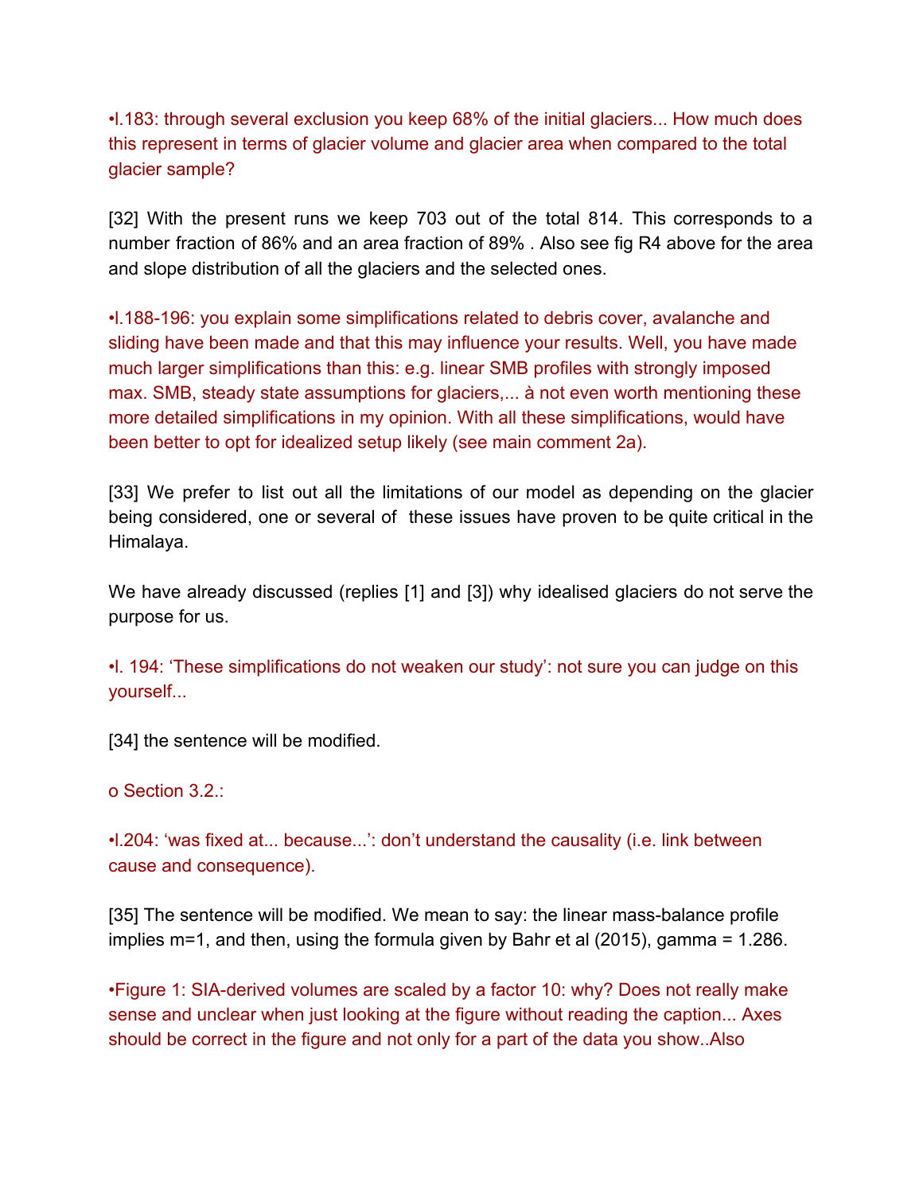•l.183: through several exclusion you keep 68% of the initial glaciers... How much does this represent in terms of glacier volume and glacier area when compared to the total glacier sample?

[32] With the present runs we keep 703 out of the total 814. This corresponds to a number fraction of 86% and an area fraction of 89% . Also see fig R4 above for the area and slope distribution of all the glaciers and the selected ones.

•l.188-196: you explain some simplifications related to debris cover, avalanche and sliding have been made and that this may influence your results. Well, you have made much larger simplifications than this: e.g. linear SMB profiles with strongly imposed max. SMB, steady state assumptions for glaciers,... à not even worth mentioning these more detailed simplifications in my opinion. With all these simplifications, would have been better to opt for idealized setup likely (see main comment 2a).

[33] We prefer to list out all the limitations of our model as depending on the glacier being considered, one or several of these issues have proven to be quite critical in the Himalaya.

We have already discussed (replies [1] and [3]) why idealised glaciers do not serve the purpose for us.

•l. 194: 'These simplifications do not weaken our study': not sure you can judge on this yourself...

[34] the sentence will be modified.

o Section 3.2.:

•l.204: 'was fixed at... because...': don't understand the causality (i.e. link between cause and consequence).

[35] The sentence will be modified. We mean to say: the linear mass-balance profile implies m=1, and then, using the formula given by Bahr et al (2015), gamma = 1.286.

•Figure 1: SIA-derived volumes are scaled by a factor 10: why? Does not really make sense and unclear when just looking at the figure without reading the caption... Axes should be correct in the figure and not only for a part of the data you show..Also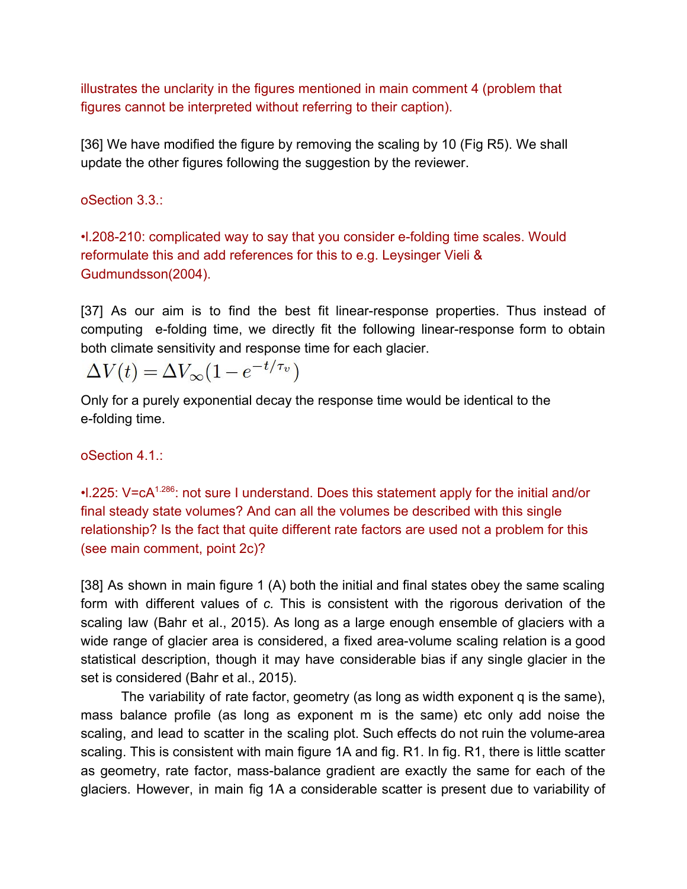illustrates the unclarity in the figures mentioned in main comment 4 (problem that figures cannot be interpreted without referring to their caption).

[36] We have modified the figure by removing the scaling by 10 (Fig R5). We shall update the other figures following the suggestion by the reviewer.

oSection 3.3.:

•l.208-210: complicated way to say that you consider e-folding time scales. Would reformulate this and add references for this to e.g. Leysinger Vieli & Gudmundsson(2004).

[37] As our aim is to find the best fit linear-response properties. Thus instead of computing e-folding time, we directly fit the following linear-response form to obtain both climate sensitivity and response time for each glacier.

$$\Delta V(t) = \Delta V_{\infty}(1 - e^{-t/\tau_v})$$

Only for a purely exponential decay the response time would be identical to the e-folding time.

oSection 4.1.:

•l.225: $V=cA^{1.286}$: not sure I understand. Does this statement apply for the initial and/or final steady state volumes? And can all the volumes be described with this single relationship? Is the fact that quite different rate factors are used not a problem for this (see main comment, point 2c)?

[38] As shown in main figure 1 (A) both the initial and final states obey the same scaling form with different values of *c.* This is consistent with the rigorous derivation of the scaling law (Bahr et al., 2015). As long as a large enough ensemble of glaciers with a wide range of glacier area is considered, a fixed area-volume scaling relation is a good statistical description, though it may have considerable bias if any single glacier in the set is considered (Bahr et al., 2015).

The variability of rate factor, geometry (as long as width exponent q is the same), mass balance profile (as long as exponent m is the same) etc only add noise the scaling, and lead to scatter in the scaling plot. Such effects do not ruin the volume-area scaling. This is consistent with main figure 1A and fig. R1. In fig. R1, there is little scatter as geometry, rate factor, mass-balance gradient are exactly the same for each of the glaciers. However, in main fig 1A a considerable scatter is present due to variability of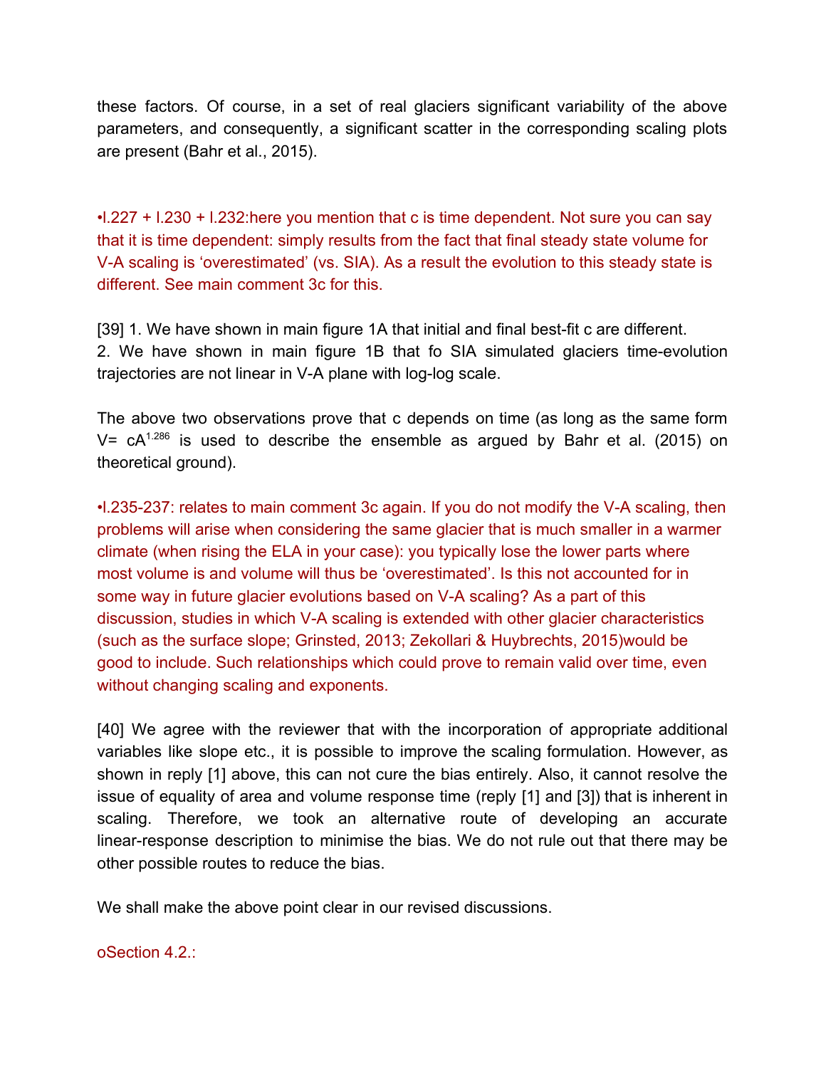these factors. Of course, in a set of real glaciers significant variability of the above parameters, and consequently, a significant scatter in the corresponding scaling plots are present (Bahr et al., 2015).

•l.227 + l.230 + l.232:here you mention that c is time dependent. Not sure you can say that it is time dependent: simply results from the fact that final steady state volume for V-A scaling is 'overestimated' (vs. SIA). As a result the evolution to this steady state is different. See main comment 3c for this.

[39] 1. We have shown in main figure 1A that initial and final best-fit c are different.
2. We have shown in main figure 1B that fo SIA simulated glaciers time-evolution trajectories are not linear in V-A plane with log-log scale.

The above two observations prove that c depends on time (as long as the same form $V = cA^{1.286}$ is used to describe the ensemble as argued by Bahr et al. (2015) on theoretical ground).

•l.235-237: relates to main comment 3c again. If you do not modify the V-A scaling, then problems will arise when considering the same glacier that is much smaller in a warmer climate (when rising the ELA in your case): you typically lose the lower parts where most volume is and volume will thus be 'overestimated'. Is this not accounted for in some way in future glacier evolutions based on V-A scaling? As a part of this discussion, studies in which V-A scaling is extended with other glacier characteristics (such as the surface slope; Grinsted, 2013; Zekollari & Huybrechts, 2015)would be good to include. Such relationships which could prove to remain valid over time, even without changing scaling and exponents.

[40] We agree with the reviewer that with the incorporation of appropriate additional variables like slope etc., it is possible to improve the scaling formulation. However, as shown in reply [1] above, this can not cure the bias entirely. Also, it cannot resolve the issue of equality of area and volume response time (reply [1] and [3]) that is inherent in scaling. Therefore, we took an alternative route of developing an accurate linear-response description to minimise the bias. We do not rule out that there may be other possible routes to reduce the bias.

We shall make the above point clear in our revised discussions.

oSection 4.2.: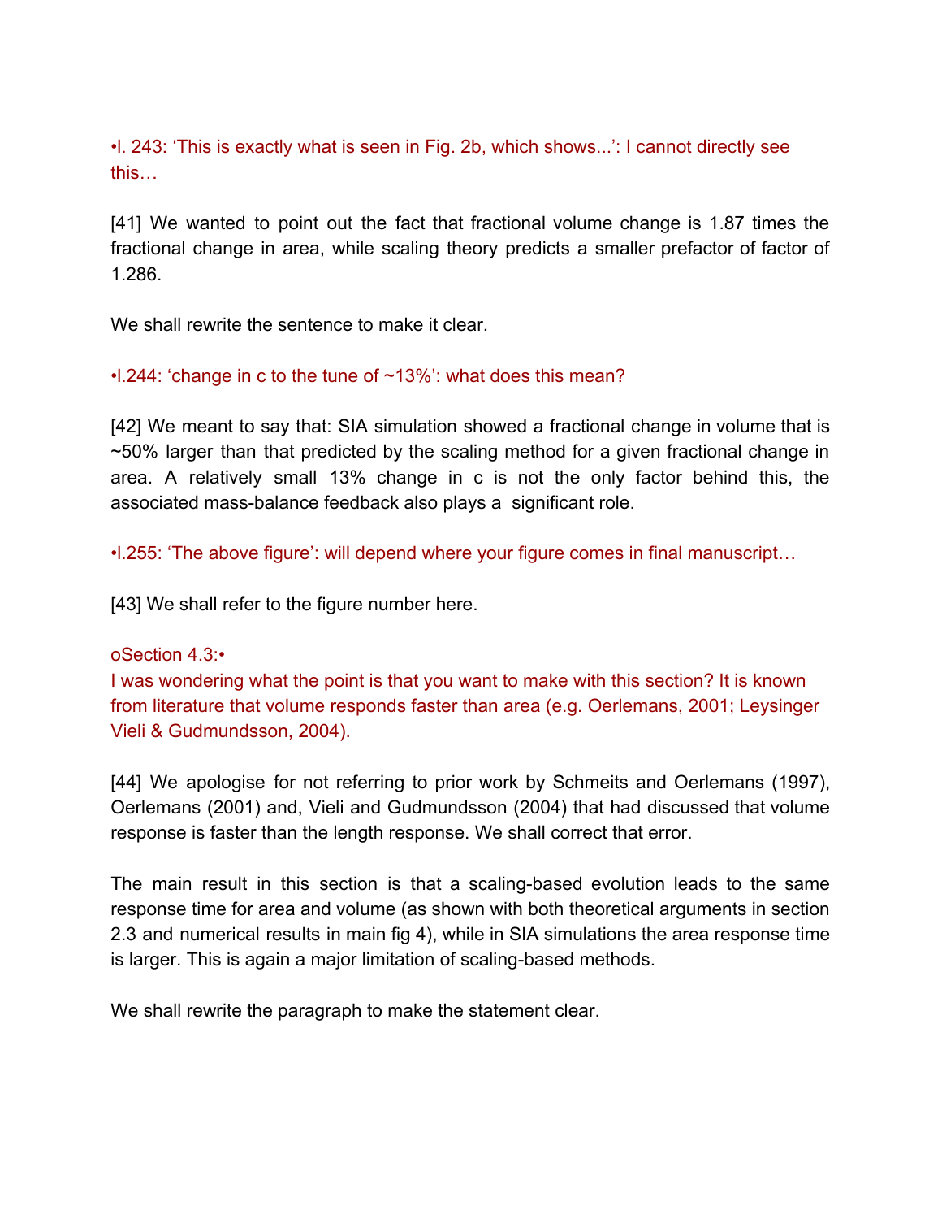•l. 243: 'This is exactly what is seen in Fig. 2b, which shows...': I cannot directly see this…

[41] We wanted to point out the fact that fractional volume change is 1.87 times the fractional change in area, while scaling theory predicts a smaller prefactor of factor of 1.286.

We shall rewrite the sentence to make it clear.

•l.244: 'change in c to the tune of ~13%': what does this mean?

[42] We meant to say that: SIA simulation showed a fractional change in volume that is ~50% larger than that predicted by the scaling method for a given fractional change in area. A relatively small 13% change in c is not the only factor behind this, the associated mass-balance feedback also plays a significant role.

•l.255: 'The above figure': will depend where your figure comes in final manuscript…

[43] We shall refer to the figure number here.

oSection 4.3:•
I was wondering what the point is that you want to make with this section? It is known from literature that volume responds faster than area (e.g. Oerlemans, 2001; Leysinger Vieli & Gudmundsson, 2004).

[44] We apologise for not referring to prior work by Schmeits and Oerlemans (1997), Oerlemans (2001) and, Vieli and Gudmundsson (2004) that had discussed that volume response is faster than the length response. We shall correct that error.

The main result in this section is that a scaling-based evolution leads to the same response time for area and volume (as shown with both theoretical arguments in section 2.3 and numerical results in main fig 4), while in SIA simulations the area response time is larger. This is again a major limitation of scaling-based methods.

We shall rewrite the paragraph to make the statement clear.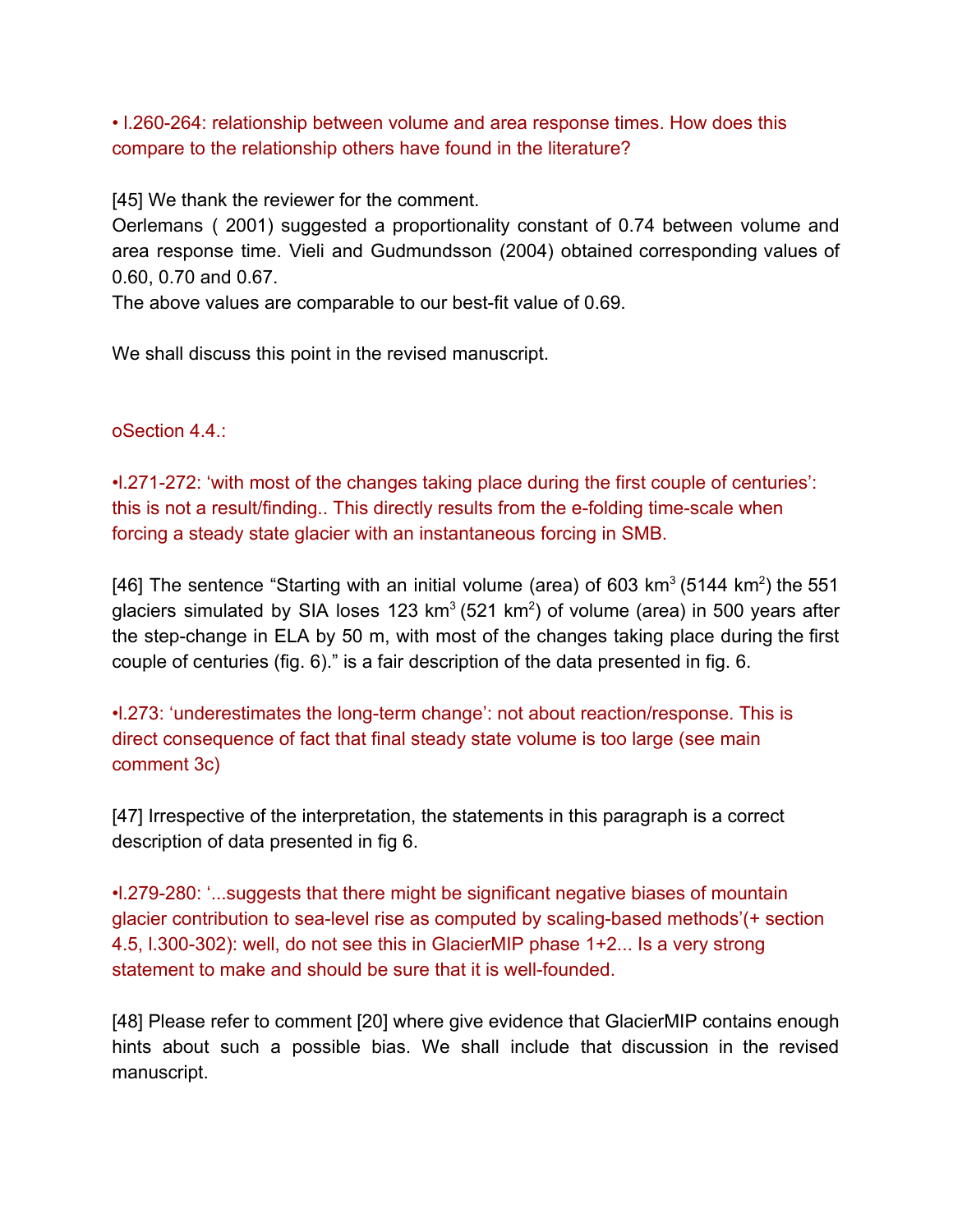• l.260-264: relationship between volume and area response times. How does this compare to the relationship others have found in the literature?

[45] We thank the reviewer for the comment.
Oerlemans ( 2001) suggested a proportionality constant of 0.74 between volume and area response time. Vieli and Gudmundsson (2004) obtained corresponding values of 0.60, 0.70 and 0.67.
The above values are comparable to our best-fit value of 0.69.

We shall discuss this point in the revised manuscript.

oSection 4.4.:

•l.271-272: 'with most of the changes taking place during the first couple of centuries': this is not a result/finding.. This directly results from the e-folding time-scale when forcing a steady state glacier with an instantaneous forcing in SMB.

[46] The sentence "Starting with an initial volume (area) of 603 km$^3$ (5144 km$^2$) the 551 glaciers simulated by SIA loses 123 km$^3$ (521 km$^2$) of volume (area) in 500 years after the step-change in ELA by 50 m, with most of the changes taking place during the first couple of centuries (fig. 6)." is a fair description of the data presented in fig. 6.

•l.273: 'underestimates the long-term change': not about reaction/response. This is direct consequence of fact that final steady state volume is too large (see main comment 3c)

[47] Irrespective of the interpretation, the statements in this paragraph is a correct description of data presented in fig 6.

•l.279-280: '...suggests that there might be significant negative biases of mountain glacier contribution to sea-level rise as computed by scaling-based methods'(+ section 4.5, l.300-302): well, do not see this in GlacierMIP phase 1+2... Is a very strong statement to make and should be sure that it is well-founded.

[48] Please refer to comment [20] where give evidence that GlacierMIP contains enough hints about such a possible bias. We shall include that discussion in the revised manuscript.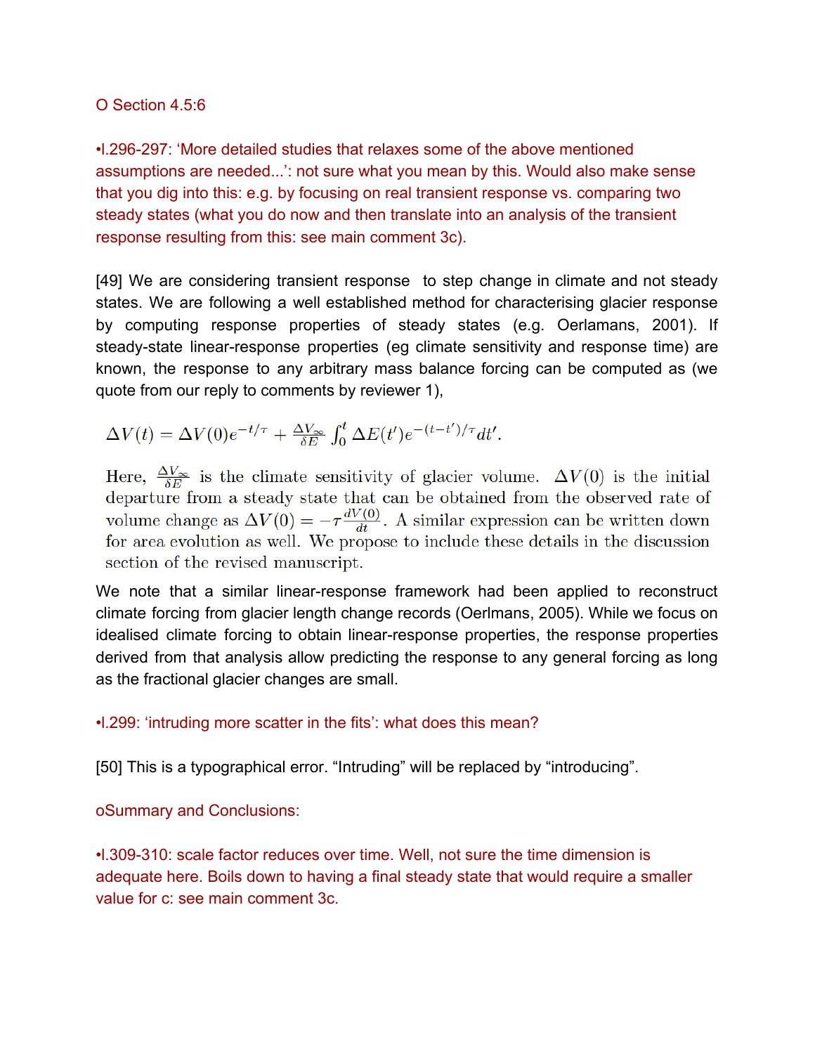O Section 4.5:6

•l.296-297: 'More detailed studies that relaxes some of the above mentioned assumptions are needed...': not sure what you mean by this. Would also make sense that you dig into this: e.g. by focusing on real transient response vs. comparing two steady states (what you do now and then translate into an analysis of the transient response resulting from this: see main comment 3c).

[49] We are considering transient response to step change in climate and not steady states. We are following a well established method for characterising glacier response by computing response properties of steady states (e.g. Oerlamans, 2001). If steady-state linear-response properties (eg climate sensitivity and response time) are known, the response to any arbitrary mass balance forcing can be computed as (we quote from our reply to comments by reviewer 1),

$$\Delta V(t) = \Delta V(0)e^{-t/\tau} + \frac{\Delta V_\infty}{\delta E}\int_0^t \Delta E(t')e^{-(t-t')/\tau}dt'.$$

Here, $\frac{\Delta V_\infty}{\delta E}$ is the climate sensitivity of glacier volume. $\Delta V(0)$ is the initial departure from a steady state that can be obtained from the observed rate of volume change as $\Delta V(0) = -\tau\frac{dV(0)}{dt}$. A similar expression can be written down for area evolution as well. We propose to include these details in the discussion section of the revised manuscript.

We note that a similar linear-response framework had been applied to reconstruct climate forcing from glacier length change records (Oerlmans, 2005). While we focus on idealised climate forcing to obtain linear-response properties, the response properties derived from that analysis allow predicting the response to any general forcing as long as the fractional glacier changes are small.

•l.299: 'intruding more scatter in the fits': what does this mean?

[50] This is a typographical error. "Intruding" will be replaced by "introducing".

oSummary and Conclusions:

•l.309-310: scale factor reduces over time. Well, not sure the time dimension is adequate here. Boils down to having a final steady state that would require a smaller value for c: see main comment 3c.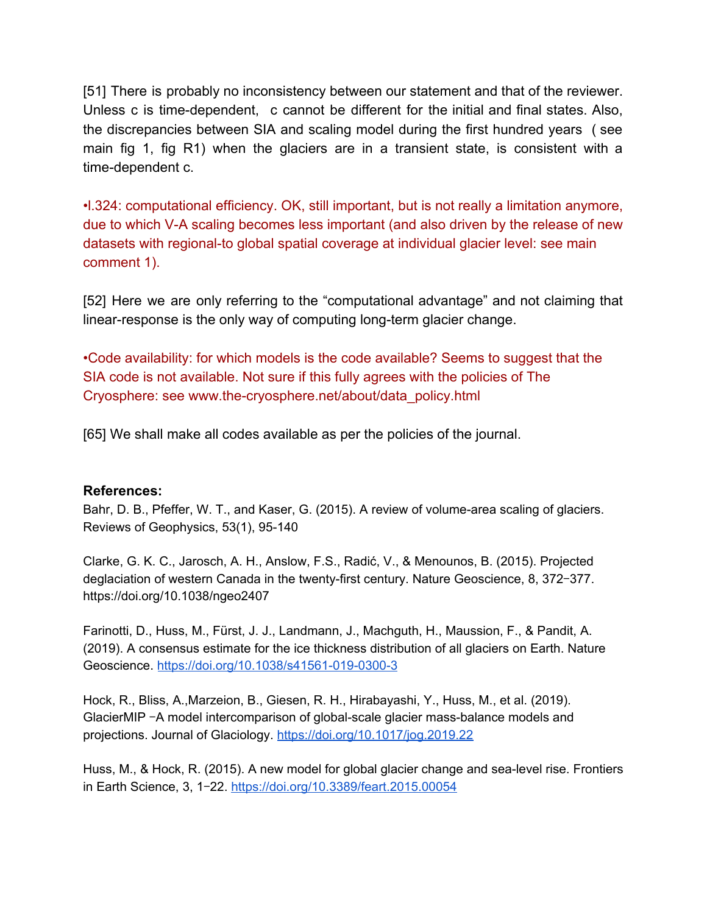[51] There is probably no inconsistency between our statement and that of the reviewer. Unless c is time-dependent, c cannot be different for the initial and final states. Also, the discrepancies between SIA and scaling model during the first hundred years ( see main fig 1, fig R1) when the glaciers are in a transient state, is consistent with a time-dependent c.

•l.324: computational efficiency. OK, still important, but is not really a limitation anymore, due to which V-A scaling becomes less important (and also driven by the release of new datasets with regional-to global spatial coverage at individual glacier level: see main comment 1).

[52] Here we are only referring to the "computational advantage" and not claiming that linear-response is the only way of computing long-term glacier change.

•Code availability: for which models is the code available? Seems to suggest that the SIA code is not available. Not sure if this fully agrees with the policies of The Cryosphere: see www.the-cryosphere.net/about/data_policy.html

[65] We shall make all codes available as per the policies of the journal.

**References:**

Bahr, D. B., Pfeffer, W. T., and Kaser, G. (2015). A review of volume-area scaling of glaciers. Reviews of Geophysics, 53(1), 95-140

Clarke, G. K. C., Jarosch, A. H., Anslow, F.S., Radić, V., & Menounos, B. (2015). Projected deglaciation of western Canada in the twenty-first century. Nature Geoscience, 8, 372–377. https://doi.org/10.1038/ngeo2407

Farinotti, D., Huss, M., Fürst, J. J., Landmann, J., Machguth, H., Maussion, F., & Pandit, A. (2019). A consensus estimate for the ice thickness distribution of all glaciers on Earth. Nature Geoscience. https://doi.org/10.1038/s41561-019-0300-3

Hock, R., Bliss, A.,Marzeion, B., Giesen, R. H., Hirabayashi, Y., Huss, M., et al. (2019). GlacierMIP –A model intercomparison of global-scale glacier mass-balance models and projections. Journal of Glaciology. https://doi.org/10.1017/jog.2019.22

Huss, M., & Hock, R. (2015). A new model for global glacier change and sea-level rise. Frontiers in Earth Science, 3, 1–22. https://doi.org/10.3389/feart.2015.00054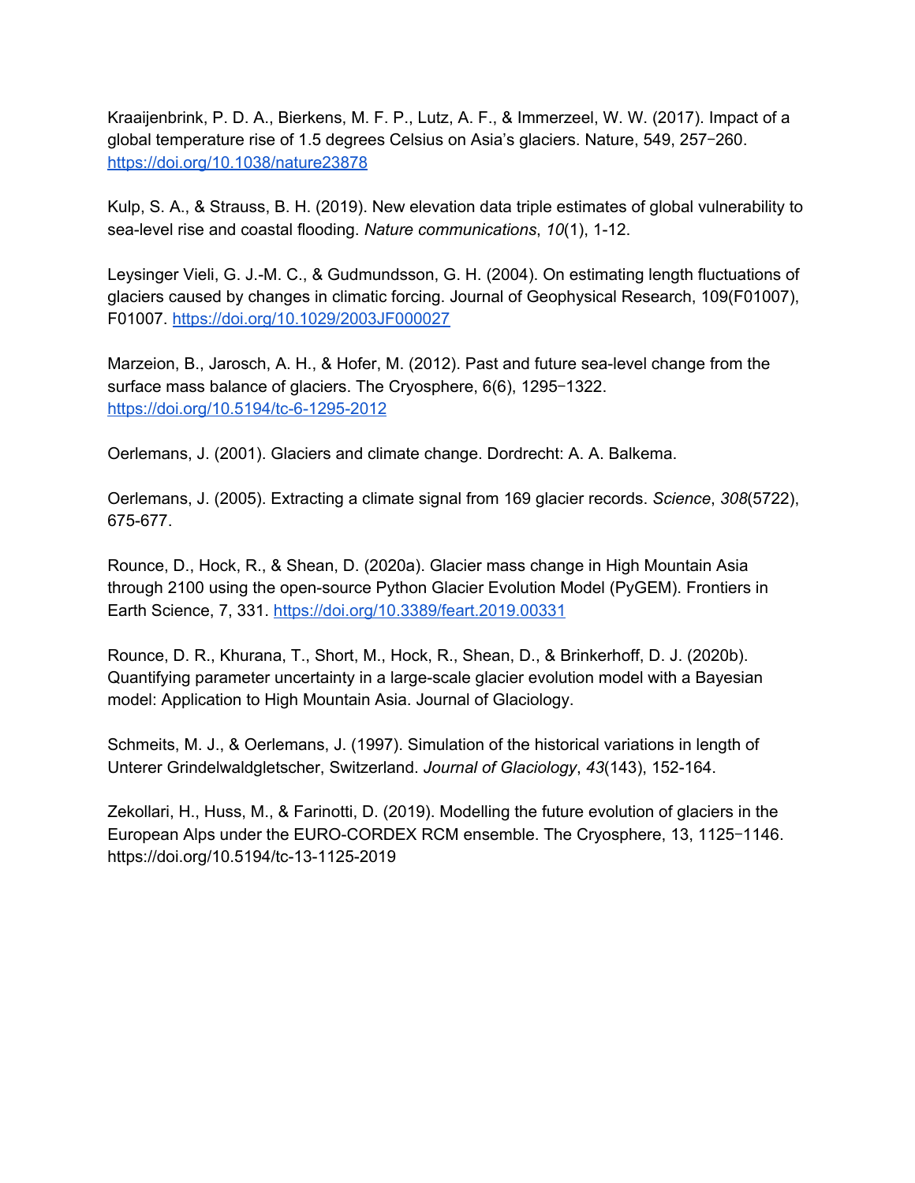Kraaijenbrink, P. D. A., Bierkens, M. F. P., Lutz, A. F., & Immerzeel, W. W. (2017). Impact of a global temperature rise of 1.5 degrees Celsius on Asia's glaciers. Nature, 549, 257–260. https://doi.org/10.1038/nature23878

Kulp, S. A., & Strauss, B. H. (2019). New elevation data triple estimates of global vulnerability to sea-level rise and coastal flooding. *Nature communications*, *10*(1), 1-12.

Leysinger Vieli, G. J.-M. C., & Gudmundsson, G. H. (2004). On estimating length fluctuations of glaciers caused by changes in climatic forcing. Journal of Geophysical Research, 109(F01007), F01007. https://doi.org/10.1029/2003JF000027

Marzeion, B., Jarosch, A. H., & Hofer, M. (2012). Past and future sea-level change from the surface mass balance of glaciers. The Cryosphere, 6(6), 1295–1322. https://doi.org/10.5194/tc-6-1295-2012

Oerlemans, J. (2001). Glaciers and climate change. Dordrecht: A. A. Balkema.

Oerlemans, J. (2005). Extracting a climate signal from 169 glacier records. *Science*, *308*(5722), 675-677.

Rounce, D., Hock, R., & Shean, D. (2020a). Glacier mass change in High Mountain Asia through 2100 using the open-source Python Glacier Evolution Model (PyGEM). Frontiers in Earth Science, 7, 331. https://doi.org/10.3389/feart.2019.00331

Rounce, D. R., Khurana, T., Short, M., Hock, R., Shean, D., & Brinkerhoff, D. J. (2020b). Quantifying parameter uncertainty in a large-scale glacier evolution model with a Bayesian model: Application to High Mountain Asia. Journal of Glaciology.

Schmeits, M. J., & Oerlemans, J. (1997). Simulation of the historical variations in length of Unterer Grindelwaldgletscher, Switzerland. *Journal of Glaciology*, *43*(143), 152-164.

Zekollari, H., Huss, M., & Farinotti, D. (2019). Modelling the future evolution of glaciers in the European Alps under the EURO-CORDEX RCM ensemble. The Cryosphere, 13, 1125–1146. https://doi.org/10.5194/tc-13-1125-2019